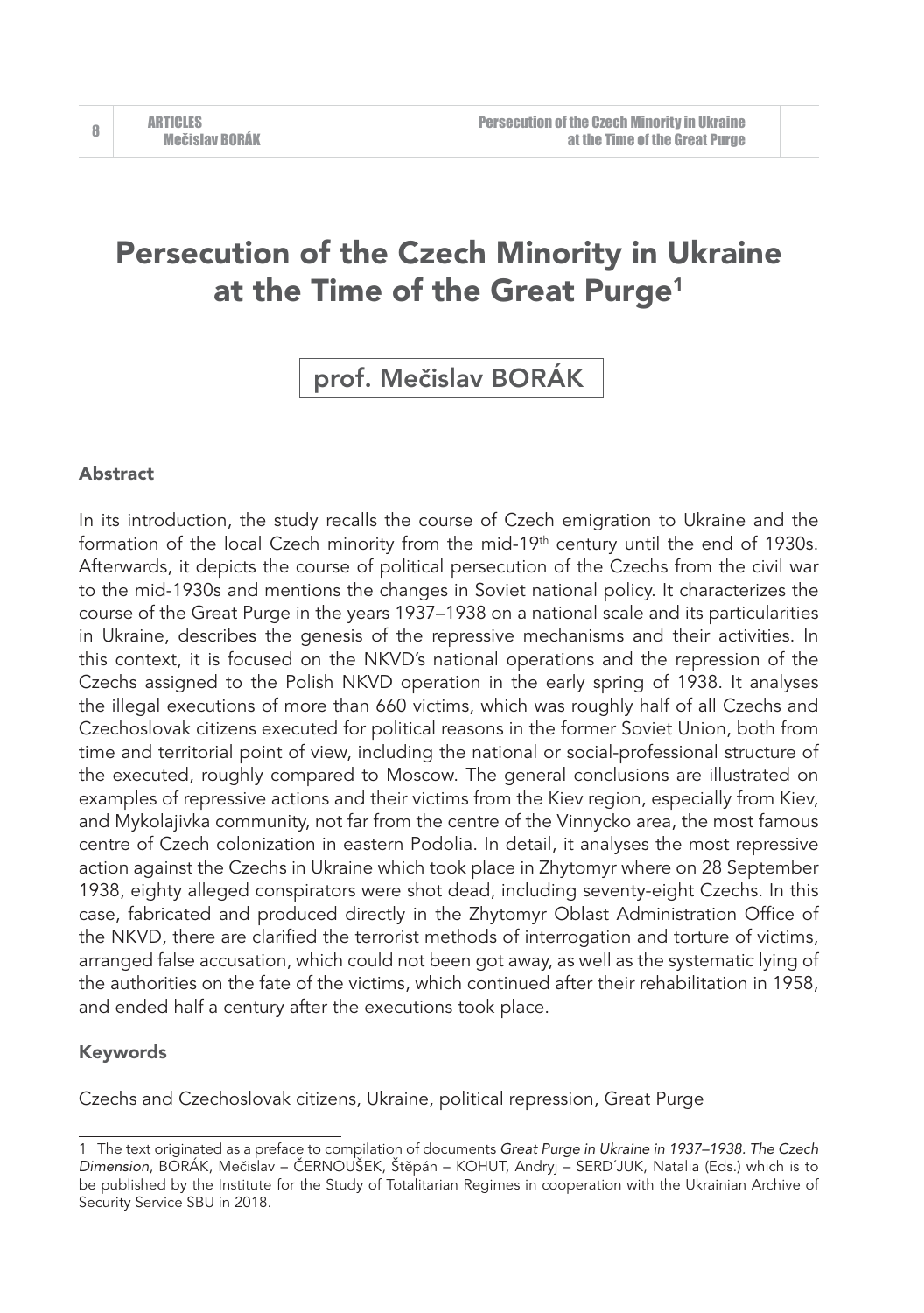# Persecution of the Czech Minority in Ukraine at the Time of the Great Purge[1]

prof. Mečislav BORÁK

## Abstract

In its introduction, the study recalls the course of Czech emigration to Ukraine and the formation of the local Czech minority from the mid-19th century until the end of 1930s. Afterwards, it depicts the course of political persecution of the Czechs from the civil war to the mid-1930s and mentions the changes in Soviet national policy. It characterizes the course of the Great Purge in the years 1937–1938 on a national scale and its particularities in Ukraine, describes the genesis of the repressive mechanisms and their activities. In this context, it is focused on the NKVD's national operations and the repression of the Czechs assigned to the Polish NKVD operation in the early spring of 1938. It analyses the illegal executions of more than 660 victims, which was roughly half of all Czechs and Czechoslovak citizens executed for political reasons in the former Soviet Union, both from time and territorial point of view, including the national or social-professional structure of the executed, roughly compared to Moscow. The general conclusions are illustrated on examples of repressive actions and their victims from the Kiev region, especially from Kiev, and Mykolajivka community, not far from the centre of the Vinnycko area, the most famous centre of Czech colonization in eastern Podolia. In detail, it analyses the most repressive action against the Czechs in Ukraine which took place in Zhytomyr where on 28 September 1938, eighty alleged conspirators were shot dead, including seventy-eight Czechs. In this case, fabricated and produced directly in the Zhytomyr Oblast Administration Office of the NKVD, there are clarified the terrorist methods of interrogation and torture of victims, arranged false accusation, which could not been got away, as well as the systematic lying of the authorities on the fate of the victims, which continued after their rehabilitation in 1958, and ended half a century after the executions took place.

## Keywords

Czechs and Czechoslovak citizens, Ukraine, political repression, Great Purge

---

1 The text originated as a preface to compilation of documents *Great Purge in Ukraine in 1937–1938. The Czech Dimension*, BORÁK, Mečislav – ČERNOUŠEK, Štěpán – KOHUT, Andryj – SERD´JUK, Natalia (Eds.) which is to be published by the Institute for the Study of Totalitarian Regimes in cooperation with the Ukrainian Archive of Security Service SBU in 2018.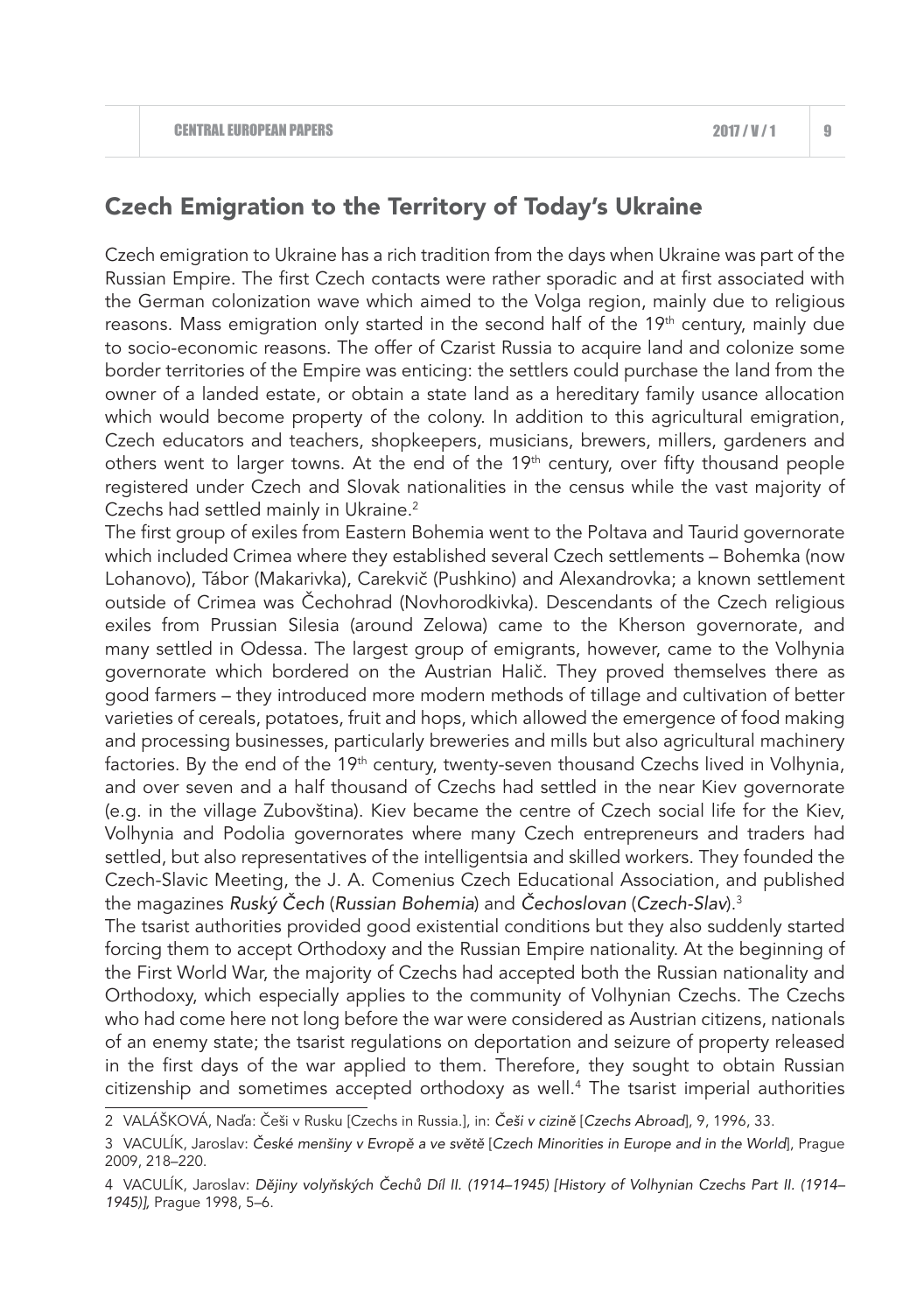## Czech Emigration to the Territory of Today's Ukraine

Czech emigration to Ukraine has a rich tradition from the days when Ukraine was part of the Russian Empire. The first Czech contacts were rather sporadic and at first associated with the German colonization wave which aimed to the Volga region, mainly due to religious reasons. Mass emigration only started in the second half of the 19th century, mainly due to socio-economic reasons. The offer of Czarist Russia to acquire land and colonize some border territories of the Empire was enticing: the settlers could purchase the land from the owner of a landed estate, or obtain a state land as a hereditary family usance allocation which would become property of the colony. In addition to this agricultural emigration, Czech educators and teachers, shopkeepers, musicians, brewers, millers, gardeners and others went to larger towns. At the end of the 19th century, over fifty thousand people registered under Czech and Slovak nationalities in the census while the vast majority of Czechs had settled mainly in Ukraine.[2]

The first group of exiles from Eastern Bohemia went to the Poltava and Taurid governorate which included Crimea where they established several Czech settlements – Bohemka (now Lohanovo), Tábor (Makarivka), Carekvič (Pushkino) and Alexandrovka; a known settlement outside of Crimea was Čechohrad (Novhorodkivka). Descendants of the Czech religious exiles from Prussian Silesia (around Zelowa) came to the Kherson governorate, and many settled in Odessa. The largest group of emigrants, however, came to the Volhynia governorate which bordered on the Austrian Halič. They proved themselves there as good farmers – they introduced more modern methods of tillage and cultivation of better varieties of cereals, potatoes, fruit and hops, which allowed the emergence of food making and processing businesses, particularly breweries and mills but also agricultural machinery factories. By the end of the 19th century, twenty-seven thousand Czechs lived in Volhynia, and over seven and a half thousand of Czechs had settled in the near Kiev governorate (e.g. in the village Zubovština). Kiev became the centre of Czech social life for the Kiev, Volhynia and Podolia governorates where many Czech entrepreneurs and traders had settled, but also representatives of the intelligentsia and skilled workers. They founded the Czech-Slavic Meeting, the J. A. Comenius Czech Educational Association, and published the magazines *Ruský Čech* (*Russian Bohemia*) and *Čechoslovan* (*Czech-Slav*).[3]

The tsarist authorities provided good existential conditions but they also suddenly started forcing them to accept Orthodoxy and the Russian Empire nationality. At the beginning of the First World War, the majority of Czechs had accepted both the Russian nationality and Orthodoxy, which especially applies to the community of Volhynian Czechs. The Czechs who had come here not long before the war were considered as Austrian citizens, nationals of an enemy state; the tsarist regulations on deportation and seizure of property released in the first days of the war applied to them. Therefore, they sought to obtain Russian citizenship and sometimes accepted orthodoxy as well.[4] The tsarist imperial authorities

---

2 VALÁŠKOVÁ, Naďa: Češi v Rusku [Czechs in Russia.], in: *Češi v cizině* [*Czechs Abroad*], 9, 1996, 33.

3 VACULÍK, Jaroslav: *České menšiny v Evropě a ve světě* [*Czech Minorities in Europe and in the World*], Prague 2009, 218–220.

4 VACULÍK, Jaroslav: *Dějiny volyňských Čechů Díl II. (1914–1945) [History of Volhynian Czechs Part II. (1914–1945)]*, Prague 1998, 5–6.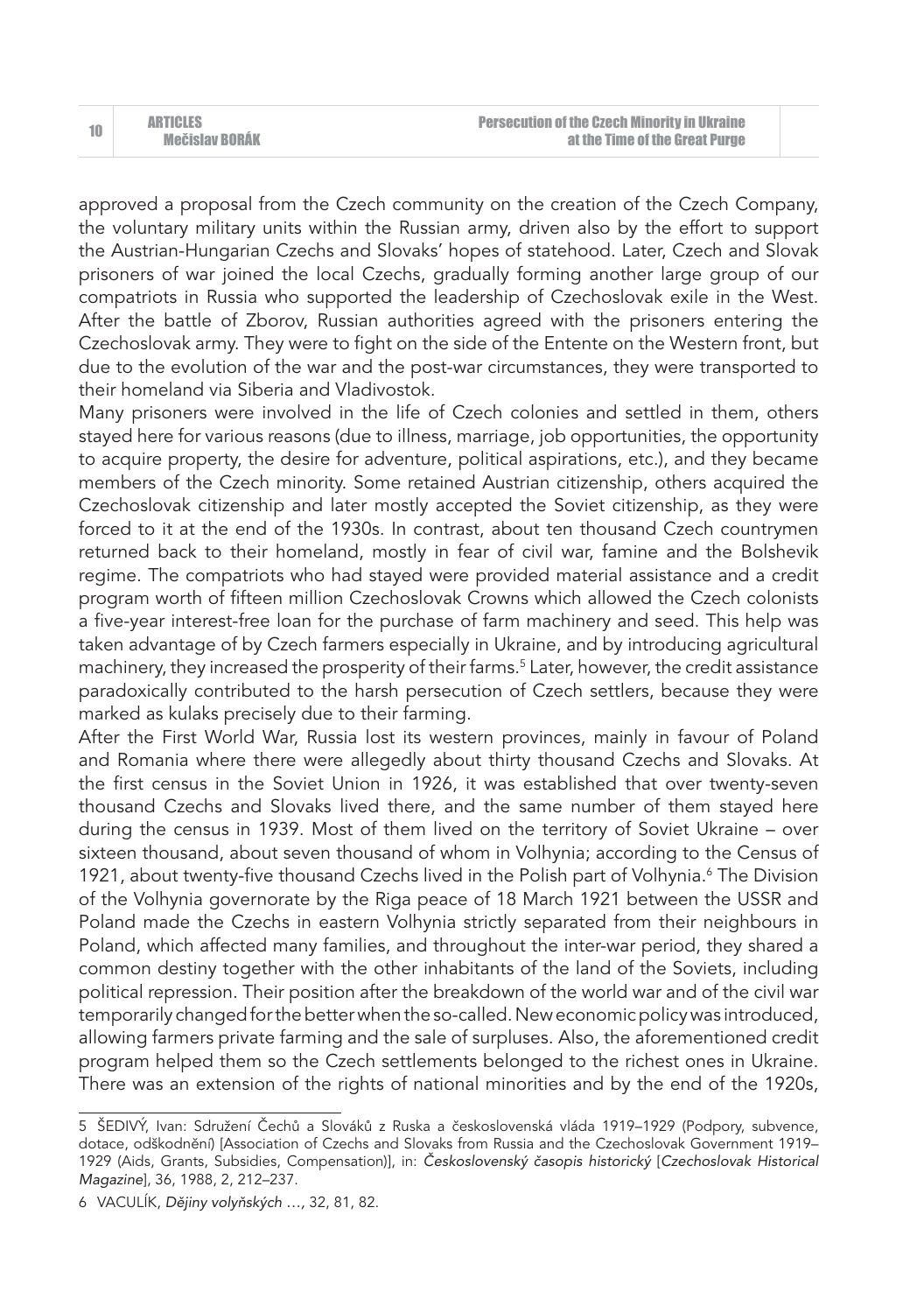approved a proposal from the Czech community on the creation of the Czech Company, the voluntary military units within the Russian army, driven also by the effort to support the Austrian-Hungarian Czechs and Slovaks' hopes of statehood. Later, Czech and Slovak prisoners of war joined the local Czechs, gradually forming another large group of our compatriots in Russia who supported the leadership of Czechoslovak exile in the West. After the battle of Zborov, Russian authorities agreed with the prisoners entering the Czechoslovak army. They were to fight on the side of the Entente on the Western front, but due to the evolution of the war and the post-war circumstances, they were transported to their homeland via Siberia and Vladivostok.

Many prisoners were involved in the life of Czech colonies and settled in them, others stayed here for various reasons (due to illness, marriage, job opportunities, the opportunity to acquire property, the desire for adventure, political aspirations, etc.), and they became members of the Czech minority. Some retained Austrian citizenship, others acquired the Czechoslovak citizenship and later mostly accepted the Soviet citizenship, as they were forced to it at the end of the 1930s. In contrast, about ten thousand Czech countrymen returned back to their homeland, mostly in fear of civil war, famine and the Bolshevik regime. The compatriots who had stayed were provided material assistance and a credit program worth of fifteen million Czechoslovak Crowns which allowed the Czech colonists a five-year interest-free loan for the purchase of farm machinery and seed. This help was taken advantage of by Czech farmers especially in Ukraine, and by introducing agricultural machinery, they increased the prosperity of their farms.[5] Later, however, the credit assistance paradoxically contributed to the harsh persecution of Czech settlers, because they were marked as kulaks precisely due to their farming.

After the First World War, Russia lost its western provinces, mainly in favour of Poland and Romania where there were allegedly about thirty thousand Czechs and Slovaks. At the first census in the Soviet Union in 1926, it was established that over twenty-seven thousand Czechs and Slovaks lived there, and the same number of them stayed here during the census in 1939. Most of them lived on the territory of Soviet Ukraine – over sixteen thousand, about seven thousand of whom in Volhynia; according to the Census of 1921, about twenty-five thousand Czechs lived in the Polish part of Volhynia.[6] The Division of the Volhynia governorate by the Riga peace of 18 March 1921 between the USSR and Poland made the Czechs in eastern Volhynia strictly separated from their neighbours in Poland, which affected many families, and throughout the inter-war period, they shared a common destiny together with the other inhabitants of the land of the Soviets, including political repression. Their position after the breakdown of the world war and of the civil war temporarily changed for the better when the so-called. New economic policy was introduced, allowing farmers private farming and the sale of surpluses. Also, the aforementioned credit program helped them so the Czech settlements belonged to the richest ones in Ukraine. There was an extension of the rights of national minorities and by the end of the 1920s,

---

5 ŠEDIVÝ, Ivan: Sdružení Čechů a Slováků z Ruska a československá vláda 1919–1929 (Podpory, subvence, dotace, odškodnění) [Association of Czechs and Slovaks from Russia and the Czechoslovak Government 1919–1929 (Aids, Grants, Subsidies, Compensation)], in: *Československý časopis historický* [*Czechoslovak Historical Magazine*], 36, 1988, 2, 212–237.

6 VACULÍK, *Dějiny volyňských* …, 32, 81, 82.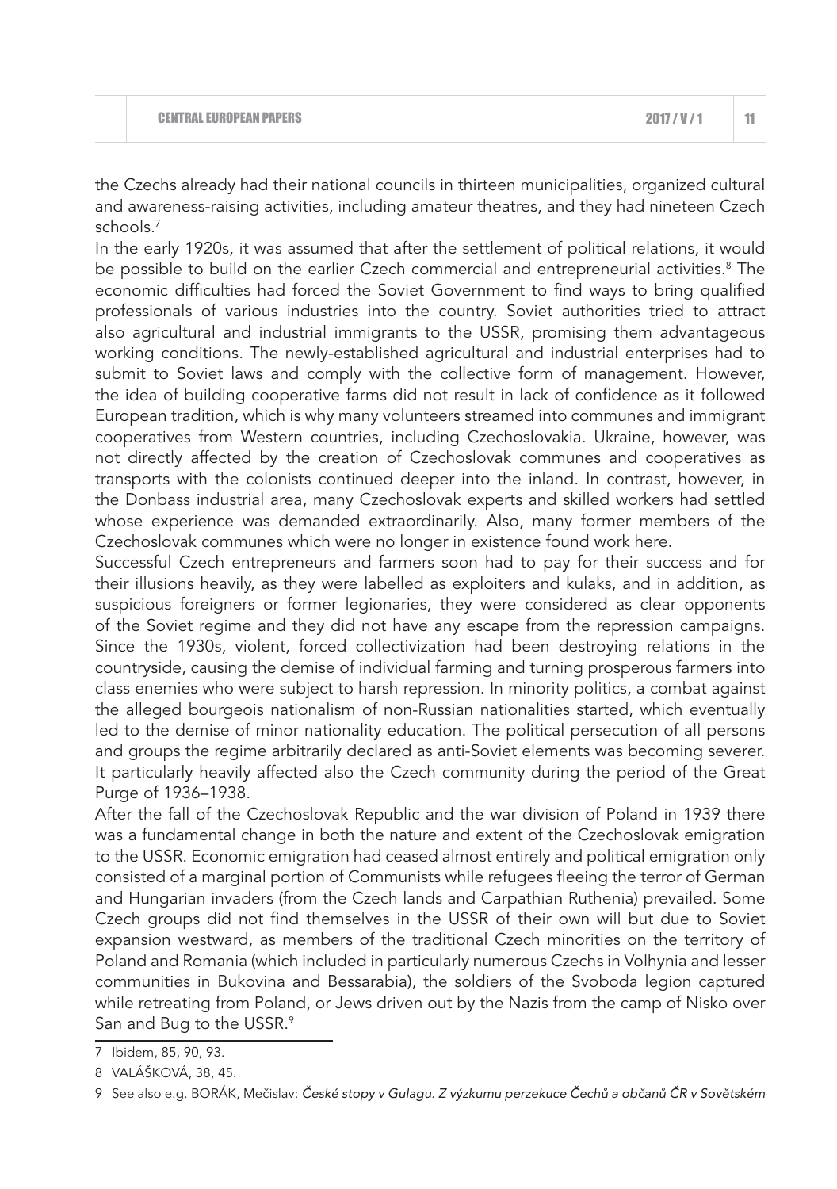the Czechs already had their national councils in thirteen municipalities, organized cultural and awareness-raising activities, including amateur theatres, and they had nineteen Czech schools.[7]

In the early 1920s, it was assumed that after the settlement of political relations, it would be possible to build on the earlier Czech commercial and entrepreneurial activities.[8] The economic difficulties had forced the Soviet Government to find ways to bring qualified professionals of various industries into the country. Soviet authorities tried to attract also agricultural and industrial immigrants to the USSR, promising them advantageous working conditions. The newly-established agricultural and industrial enterprises had to submit to Soviet laws and comply with the collective form of management. However, the idea of building cooperative farms did not result in lack of confidence as it followed European tradition, which is why many volunteers streamed into communes and immigrant cooperatives from Western countries, including Czechoslovakia. Ukraine, however, was not directly affected by the creation of Czechoslovak communes and cooperatives as transports with the colonists continued deeper into the inland. In contrast, however, in the Donbass industrial area, many Czechoslovak experts and skilled workers had settled whose experience was demanded extraordinarily. Also, many former members of the Czechoslovak communes which were no longer in existence found work here.

Successful Czech entrepreneurs and farmers soon had to pay for their success and for their illusions heavily, as they were labelled as exploiters and kulaks, and in addition, as suspicious foreigners or former legionaries, they were considered as clear opponents of the Soviet regime and they did not have any escape from the repression campaigns. Since the 1930s, violent, forced collectivization had been destroying relations in the countryside, causing the demise of individual farming and turning prosperous farmers into class enemies who were subject to harsh repression. In minority politics, a combat against the alleged bourgeois nationalism of non-Russian nationalities started, which eventually led to the demise of minor nationality education. The political persecution of all persons and groups the regime arbitrarily declared as anti-Soviet elements was becoming severer. It particularly heavily affected also the Czech community during the period of the Great Purge of 1936–1938.

After the fall of the Czechoslovak Republic and the war division of Poland in 1939 there was a fundamental change in both the nature and extent of the Czechoslovak emigration to the USSR. Economic emigration had ceased almost entirely and political emigration only consisted of a marginal portion of Communists while refugees fleeing the terror of German and Hungarian invaders (from the Czech lands and Carpathian Ruthenia) prevailed. Some Czech groups did not find themselves in the USSR of their own will but due to Soviet expansion westward, as members of the traditional Czech minorities on the territory of Poland and Romania (which included in particularly numerous Czechs in Volhynia and lesser communities in Bukovina and Bessarabia), the soldiers of the Svoboda legion captured while retreating from Poland, or Jews driven out by the Nazis from the camp of Nisko over San and Bug to the USSR.[9]

---

7 Ibidem, 85, 90, 93.

8 VALÁŠKOVÁ, 38, 45.

9 See also e.g. BORÁK, Mečislav: *České stopy v Gulagu. Z výzkumu perzekuce Čechů a občanů ČR v Sovětském*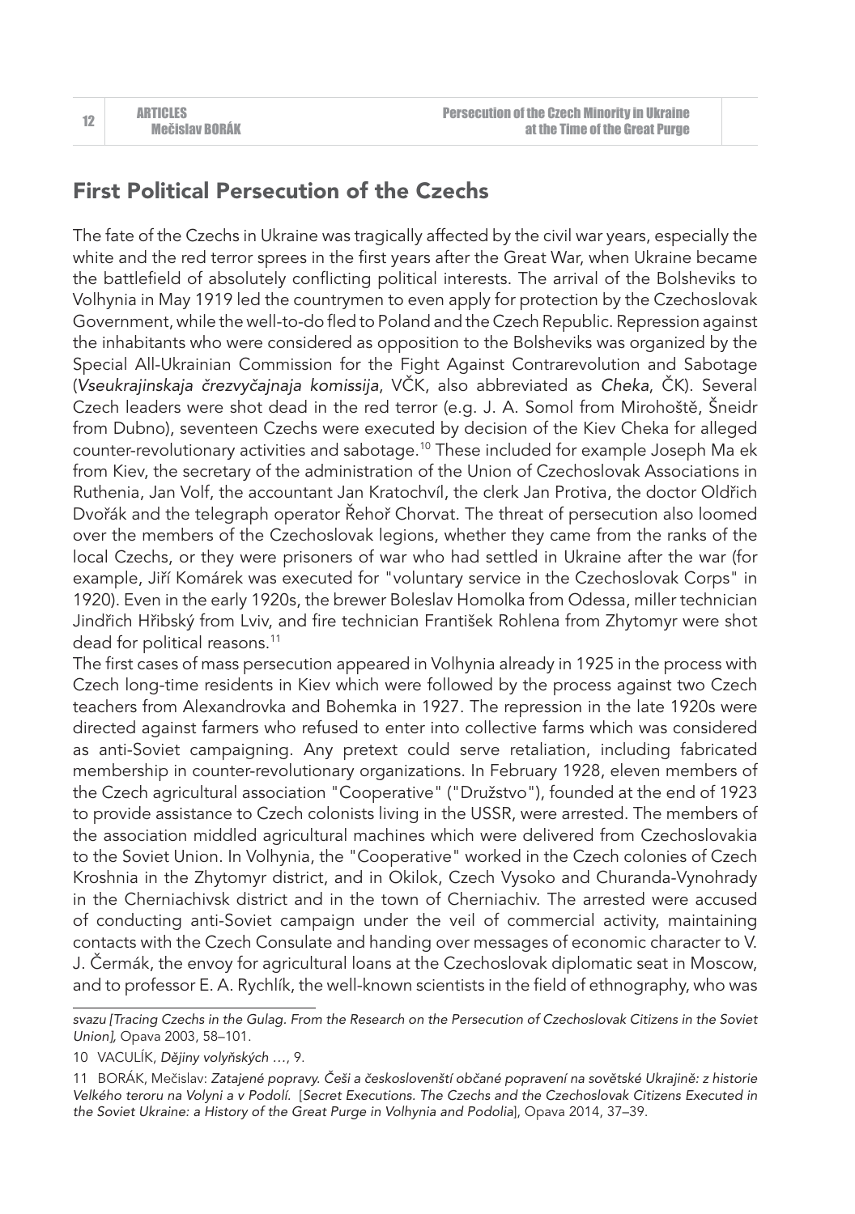## First Political Persecution of the Czechs

The fate of the Czechs in Ukraine was tragically affected by the civil war years, especially the white and the red terror sprees in the first years after the Great War, when Ukraine became the battlefield of absolutely conflicting political interests. The arrival of the Bolsheviks to Volhynia in May 1919 led the countrymen to even apply for protection by the Czechoslovak Government, while the well-to-do fled to Poland and the Czech Republic. Repression against the inhabitants who were considered as opposition to the Bolsheviks was organized by the Special All-Ukrainian Commission for the Fight Against Contrarevolution and Sabotage (*Vseukrajinskaja črezvyčajnaja komissija*, VČK, also abbreviated as *Cheka*, ČK). Several Czech leaders were shot dead in the red terror (e.g. J. A. Somol from Mirohoště, Šneidr from Dubno), seventeen Czechs were executed by decision of the Kiev Cheka for alleged counter-revolutionary activities and sabotage.[10] These included for example Joseph Ma ek from Kiev, the secretary of the administration of the Union of Czechoslovak Associations in Ruthenia, Jan Volf, the accountant Jan Kratochvíl, the clerk Jan Protiva, the doctor Oldřich Dvořák and the telegraph operator Řehoř Chorvat. The threat of persecution also loomed over the members of the Czechoslovak legions, whether they came from the ranks of the local Czechs, or they were prisoners of war who had settled in Ukraine after the war (for example, Jiří Komárek was executed for "voluntary service in the Czechoslovak Corps" in 1920). Even in the early 1920s, the brewer Boleslav Homolka from Odessa, miller technician Jindřich Hřibský from Lviv, and fire technician František Rohlena from Zhytomyr were shot dead for political reasons.[11]

The first cases of mass persecution appeared in Volhynia already in 1925 in the process with Czech long-time residents in Kiev which were followed by the process against two Czech teachers from Alexandrovka and Bohemka in 1927. The repression in the late 1920s were directed against farmers who refused to enter into collective farms which was considered as anti-Soviet campaigning. Any pretext could serve retaliation, including fabricated membership in counter-revolutionary organizations. In February 1928, eleven members of the Czech agricultural association "Cooperative" ("Družstvo"), founded at the end of 1923 to provide assistance to Czech colonists living in the USSR, were arrested. The members of the association middled agricultural machines which were delivered from Czechoslovakia to the Soviet Union. In Volhynia, the "Cooperative" worked in the Czech colonies of Czech Kroshnia in the Zhytomyr district, and in Okilok, Czech Vysoko and Churanda-Vynohrady in the Cherniachivsk district and in the town of Cherniachiv. The arrested were accused of conducting anti-Soviet campaign under the veil of commercial activity, maintaining contacts with the Czech Consulate and handing over messages of economic character to V. J. Čermák, the envoy for agricultural loans at the Czechoslovak diplomatic seat in Moscow, and to professor E. A. Rychlík, the well-known scientists in the field of ethnography, who was

---

*svazu [Tracing Czechs in the Gulag. From the Research on the Persecution of Czechoslovak Citizens in the Soviet Union],* Opava 2003, 58–101.

10 VACULÍK, *Dějiny volyňských …*, 9.

11 BORÁK, Mečislav: *Zatajené popravy. Češi a českoslovenští občané popravení na sovětské Ukrajině: z historie Velkého teroru na Volyni a v Podolí.* [*Secret Executions. The Czechs and the Czechoslovak Citizens Executed in the Soviet Ukraine: a History of the Great Purge in Volhynia and Podolia*], Opava 2014, 37–39.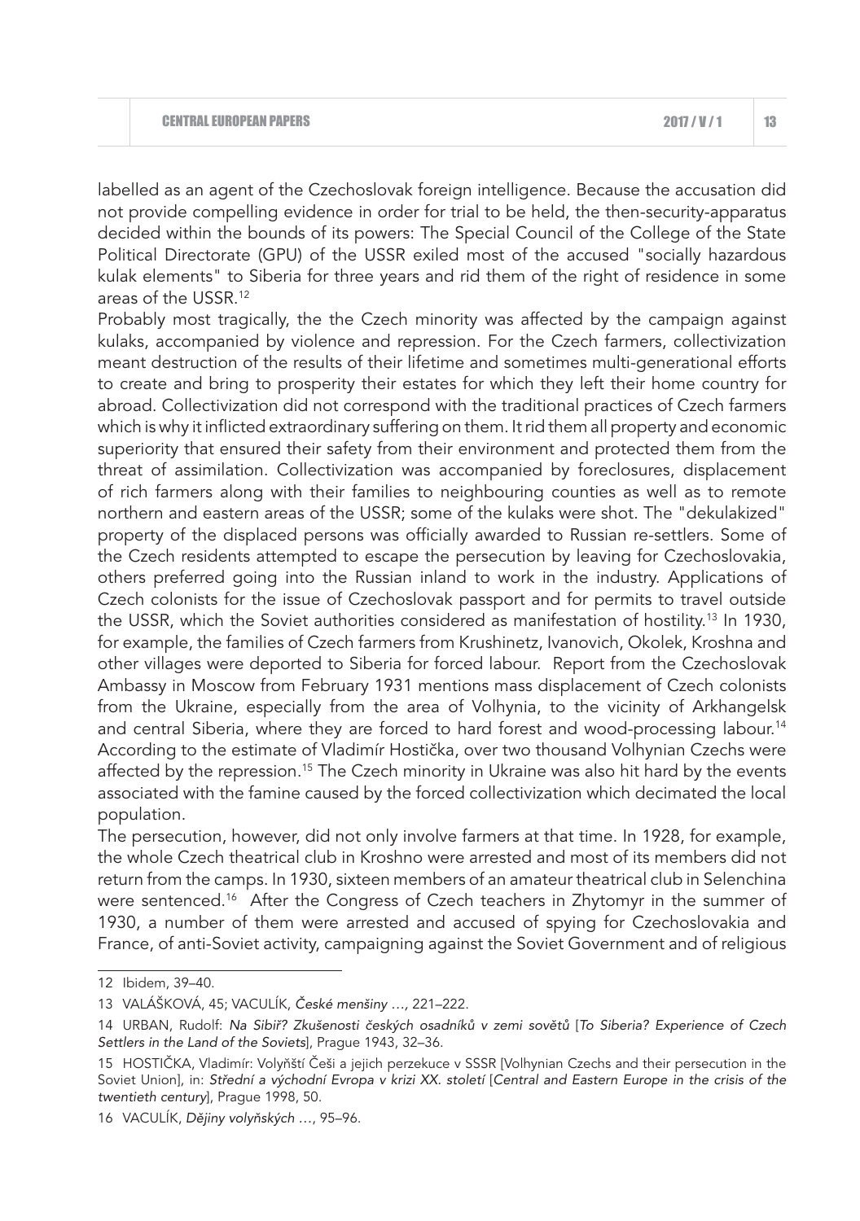labelled as an agent of the Czechoslovak foreign intelligence. Because the accusation did not provide compelling evidence in order for trial to be held, the then-security-apparatus decided within the bounds of its powers: The Special Council of the College of the State Political Directorate (GPU) of the USSR exiled most of the accused "socially hazardous kulak elements" to Siberia for three years and rid them of the right of residence in some areas of the USSR.[12]

Probably most tragically, the the Czech minority was affected by the campaign against kulaks, accompanied by violence and repression. For the Czech farmers, collectivization meant destruction of the results of their lifetime and sometimes multi-generational efforts to create and bring to prosperity their estates for which they left their home country for abroad. Collectivization did not correspond with the traditional practices of Czech farmers which is why it inflicted extraordinary suffering on them. It rid them all property and economic superiority that ensured their safety from their environment and protected them from the threat of assimilation. Collectivization was accompanied by foreclosures, displacement of rich farmers along with their families to neighbouring counties as well as to remote northern and eastern areas of the USSR; some of the kulaks were shot. The "dekulakized" property of the displaced persons was officially awarded to Russian re-settlers. Some of the Czech residents attempted to escape the persecution by leaving for Czechoslovakia, others preferred going into the Russian inland to work in the industry. Applications of Czech colonists for the issue of Czechoslovak passport and for permits to travel outside the USSR, which the Soviet authorities considered as manifestation of hostility.[13] In 1930, for example, the families of Czech farmers from Krushinetz, Ivanovich, Okolek, Kroshna and other villages were deported to Siberia for forced labour. Report from the Czechoslovak Ambassy in Moscow from February 1931 mentions mass displacement of Czech colonists from the Ukraine, especially from the area of Volhynia, to the vicinity of Arkhangelsk and central Siberia, where they are forced to hard forest and wood-processing labour.[14] According to the estimate of Vladimír Hostička, over two thousand Volhynian Czechs were affected by the repression.[15] The Czech minority in Ukraine was also hit hard by the events associated with the famine caused by the forced collectivization which decimated the local population.

The persecution, however, did not only involve farmers at that time. In 1928, for example, the whole Czech theatrical club in Kroshno were arrested and most of its members did not return from the camps. In 1930, sixteen members of an amateur theatrical club in Selenchina were sentenced.[16] After the Congress of Czech teachers in Zhytomyr in the summer of 1930, a number of them were arrested and accused of spying for Czechoslovakia and France, of anti-Soviet activity, campaigning against the Soviet Government and of religious

---

12 Ibidem, 39–40.

13 VALÁŠKOVÁ, 45; VACULÍK, *České menšiny* …, 221–222.

14 URBAN, Rudolf: *Na Sibiř? Zkušenosti českých osadníků v zemi sovětů* [*To Siberia? Experience of Czech Settlers in the Land of the Soviets*], Prague 1943, 32–36.

15 HOSTIČKA, Vladimír: Volyňští Češi a jejich perzekuce v SSSR [Volhynian Czechs and their persecution in the Soviet Union], in: *Střední a východní Evropa v krizi XX. století* [*Central and Eastern Europe in the crisis of the twentieth century*], Prague 1998, 50.

16 VACULÍK, *Dějiny volyňských* …, 95–96.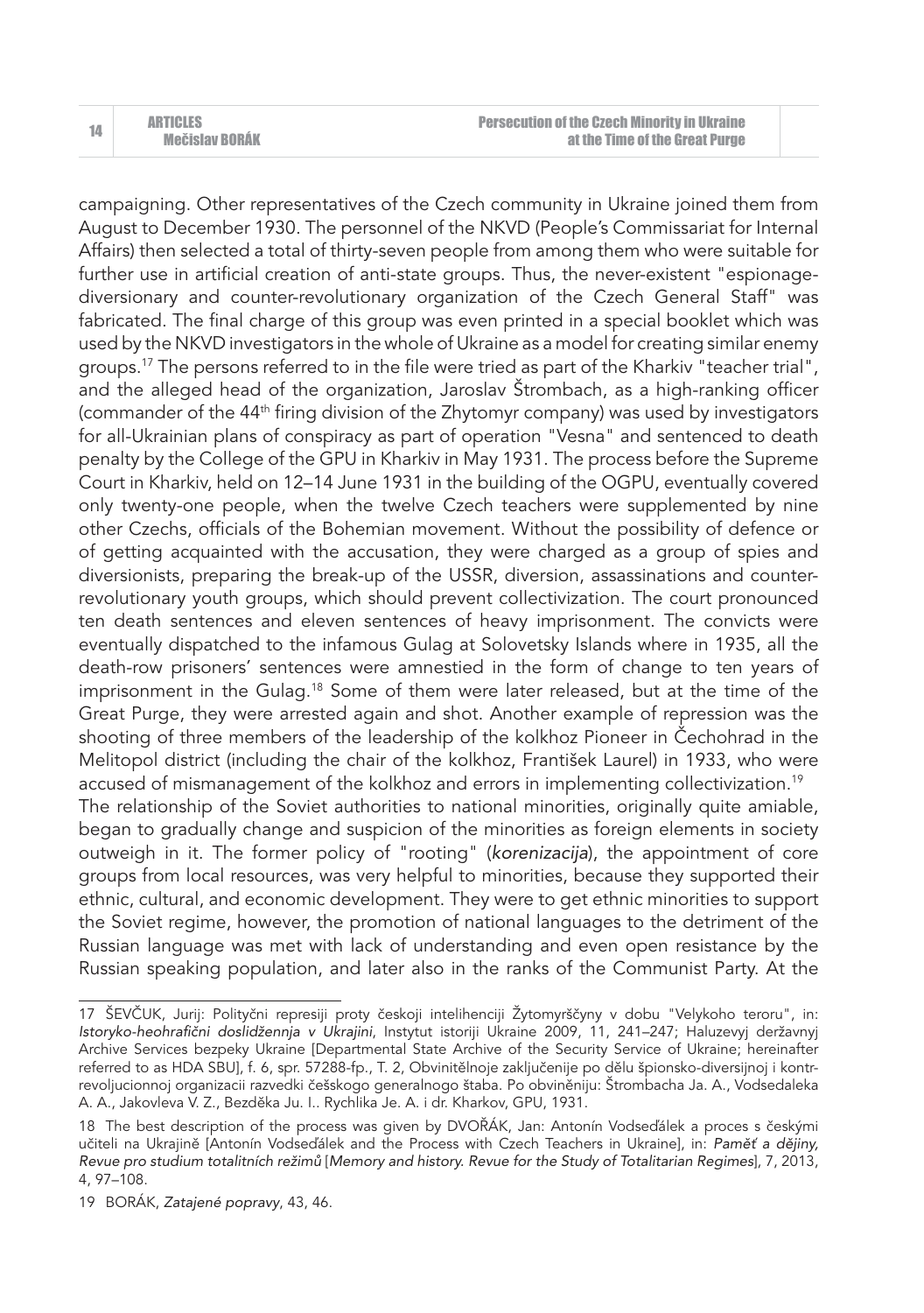campaigning. Other representatives of the Czech community in Ukraine joined them from August to December 1930. The personnel of the NKVD (People's Commissariat for Internal Affairs) then selected a total of thirty-seven people from among them who were suitable for further use in artificial creation of anti-state groups. Thus, the never-existent "espionage-diversionary and counter-revolutionary organization of the Czech General Staff" was fabricated. The final charge of this group was even printed in a special booklet which was used by the NKVD investigators in the whole of Ukraine as a model for creating similar enemy groups.[17] The persons referred to in the file were tried as part of the Kharkiv "teacher trial", and the alleged head of the organization, Jaroslav Štrombach, as a high-ranking officer (commander of the 44th firing division of the Zhytomyr company) was used by investigators for all-Ukrainian plans of conspiracy as part of operation "Vesna" and sentenced to death penalty by the College of the GPU in Kharkiv in May 1931. The process before the Supreme Court in Kharkiv, held on 12–14 June 1931 in the building of the OGPU, eventually covered only twenty-one people, when the twelve Czech teachers were supplemented by nine other Czechs, officials of the Bohemian movement. Without the possibility of defence or of getting acquainted with the accusation, they were charged as a group of spies and diversionists, preparing the break-up of the USSR, diversion, assassinations and counter-revolutionary youth groups, which should prevent collectivization. The court pronounced ten death sentences and eleven sentences of heavy imprisonment. The convicts were eventually dispatched to the infamous Gulag at Solovetsky Islands where in 1935, all the death-row prisoners' sentences were amnestied in the form of change to ten years of imprisonment in the Gulag.[18] Some of them were later released, but at the time of the Great Purge, they were arrested again and shot. Another example of repression was the shooting of three members of the leadership of the kolkhoz Pioneer in Čechohrad in the Melitopol district (including the chair of the kolkhoz, František Laurel) in 1933, who were accused of mismanagement of the kolkhoz and errors in implementing collectivization.[19]

The relationship of the Soviet authorities to national minorities, originally quite amiable, began to gradually change and suspicion of the minorities as foreign elements in society outweigh in it. The former policy of "rooting" (*korenizacija*), the appointment of core groups from local resources, was very helpful to minorities, because they supported their ethnic, cultural, and economic development. They were to get ethnic minorities to support the Soviet regime, however, the promotion of national languages to the detriment of the Russian language was met with lack of understanding and even open resistance by the Russian speaking population, and later also in the ranks of the Communist Party. At the

---

17 ŠEVČUK, Jurij: Polityčni represiji proty českoji intelihenciji Žytomyrščyny v dobu "Velykoho teroru", in: *Istoryko-heohrafični doslidžennja v Ukrajini*, Instytut istoriji Ukraine 2009, 11, 241–247; Haluzevyj deržavnyj Archive Services bezpeky Ukraine [Departmental State Archive of the Security Service of Ukraine; hereinafter referred to as HDA SBU], f. 6, spr. 57288-fp., T. 2, Obvinitělnoje zaključenije po dělu špionsko-diversijnoj i kontr-revoljucionnoj organizacii razvedki češskogo generalnogo štaba. Po obviněniju: Štrombacha Ja. A., Vodsedaleka A. A., Jakovleva V. Z., Bezděka Ju. I.. Rychlika Je. A. i dr. Kharkov, GPU, 1931.

18 The best description of the process was given by DVOŘÁK, Jan: Antonín Vodseďálek a proces s českými učiteli na Ukrajině [Antonín Vodseďálek and the Process with Czech Teachers in Ukraine], in: *Paměť a dějiny, Revue pro studium totalitních režimů* [*Memory and history. Revue for the Study of Totalitarian Regimes*], 7, 2013, 4, 97–108.

19 BORÁK, *Zatajené popravy*, 43, 46.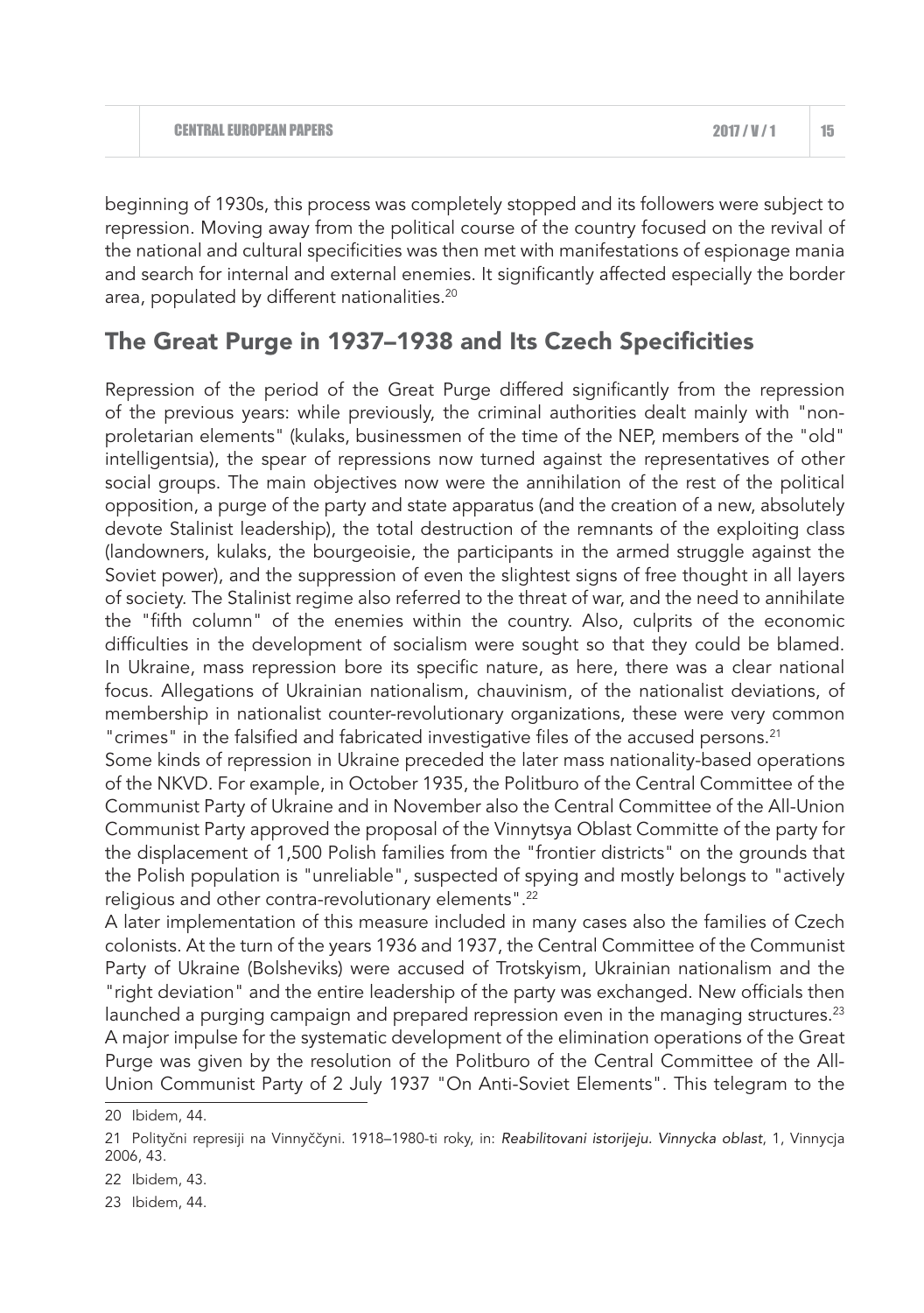beginning of 1930s, this process was completely stopped and its followers were subject to repression. Moving away from the political course of the country focused on the revival of the national and cultural specificities was then met with manifestations of espionage mania and search for internal and external enemies. It significantly affected especially the border area, populated by different nationalities.[20]

## The Great Purge in 1937–1938 and Its Czech Specificities

Repression of the period of the Great Purge differed significantly from the repression of the previous years: while previously, the criminal authorities dealt mainly with "non-proletarian elements" (kulaks, businessmen of the time of the NEP, members of the "old" intelligentsia), the spear of repressions now turned against the representatives of other social groups. The main objectives now were the annihilation of the rest of the political opposition, a purge of the party and state apparatus (and the creation of a new, absolutely devote Stalinist leadership), the total destruction of the remnants of the exploiting class (landowners, kulaks, the bourgeoisie, the participants in the armed struggle against the Soviet power), and the suppression of even the slightest signs of free thought in all layers of society. The Stalinist regime also referred to the threat of war, and the need to annihilate the "fifth column" of the enemies within the country. Also, culprits of the economic difficulties in the development of socialism were sought so that they could be blamed. In Ukraine, mass repression bore its specific nature, as here, there was a clear national focus. Allegations of Ukrainian nationalism, chauvinism, of the nationalist deviations, of membership in nationalist counter-revolutionary organizations, these were very common "crimes" in the falsified and fabricated investigative files of the accused persons.[21]

Some kinds of repression in Ukraine preceded the later mass nationality-based operations of the NKVD. For example, in October 1935, the Politburo of the Central Committee of the Communist Party of Ukraine and in November also the Central Committee of the All-Union Communist Party approved the proposal of the Vinnytsya Oblast Committe of the party for the displacement of 1,500 Polish families from the "frontier districts" on the grounds that the Polish population is "unreliable", suspected of spying and mostly belongs to "actively religious and other contra-revolutionary elements".[22]

A later implementation of this measure included in many cases also the families of Czech colonists. At the turn of the years 1936 and 1937, the Central Committee of the Communist Party of Ukraine (Bolsheviks) were accused of Trotskyism, Ukrainian nationalism and the "right deviation" and the entire leadership of the party was exchanged. New officials then launched a purging campaign and prepared repression even in the managing structures.[23]

A major impulse for the systematic development of the elimination operations of the Great Purge was given by the resolution of the Politburo of the Central Committee of the All-Union Communist Party of 2 July 1937 "On Anti-Soviet Elements". This telegram to the

---

20 Ibidem, 44.

21 Polityčni represiji na Vinnyččyni. 1918–1980-ti roky, in: *Reabilitovani istorijeju. Vinnycka oblast*, 1, Vinnycja 2006, 43.

22 Ibidem, 43.

23 Ibidem, 44.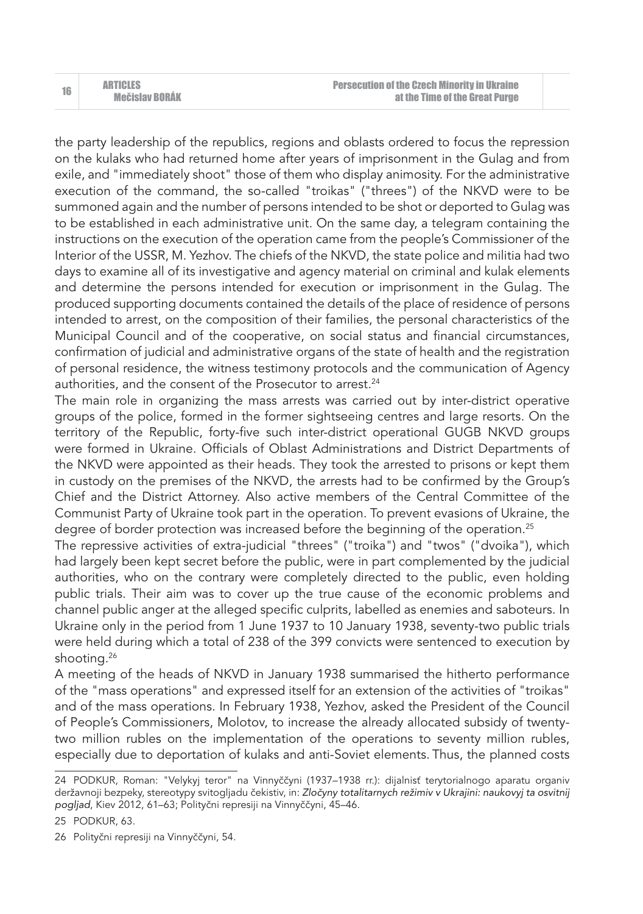the party leadership of the republics, regions and oblasts ordered to focus the repression on the kulaks who had returned home after years of imprisonment in the Gulag and from exile, and "immediately shoot" those of them who display animosity. For the administrative execution of the command, the so-called "troikas" ("threes") of the NKVD were to be summoned again and the number of persons intended to be shot or deported to Gulag was to be established in each administrative unit. On the same day, a telegram containing the instructions on the execution of the operation came from the people's Commissioner of the Interior of the USSR, M. Yezhov. The chiefs of the NKVD, the state police and militia had two days to examine all of its investigative and agency material on criminal and kulak elements and determine the persons intended for execution or imprisonment in the Gulag. The produced supporting documents contained the details of the place of residence of persons intended to arrest, on the composition of their families, the personal characteristics of the Municipal Council and of the cooperative, on social status and financial circumstances, confirmation of judicial and administrative organs of the state of health and the registration of personal residence, the witness testimony protocols and the communication of Agency authorities, and the consent of the Prosecutor to arrest.[24]

The main role in organizing the mass arrests was carried out by inter-district operative groups of the police, formed in the former sightseeing centres and large resorts. On the territory of the Republic, forty-five such inter-district operational GUGB NKVD groups were formed in Ukraine. Officials of Oblast Administrations and District Departments of the NKVD were appointed as their heads. They took the arrested to prisons or kept them in custody on the premises of the NKVD, the arrests had to be confirmed by the Group's Chief and the District Attorney. Also active members of the Central Committee of the Communist Party of Ukraine took part in the operation. To prevent evasions of Ukraine, the degree of border protection was increased before the beginning of the operation.[25]

The repressive activities of extra-judicial "threes" ("troika") and "twos" ("dvoika"), which had largely been kept secret before the public, were in part complemented by the judicial authorities, who on the contrary were completely directed to the public, even holding public trials. Their aim was to cover up the true cause of the economic problems and channel public anger at the alleged specific culprits, labelled as enemies and saboteurs. In Ukraine only in the period from 1 June 1937 to 10 January 1938, seventy-two public trials were held during which a total of 238 of the 399 convicts were sentenced to execution by shooting.[26]

A meeting of the heads of NKVD in January 1938 summarised the hitherto performance of the "mass operations" and expressed itself for an extension of the activities of "troikas" and of the mass operations. In February 1938, Yezhov, asked the President of the Council of People's Commissioners, Molotov, to increase the already allocated subsidy of twenty-two million rubles on the implementation of the operations to seventy million rubles, especially due to deportation of kulaks and anti-Soviet elements. Thus, the planned costs

---

24 PODKUR, Roman: "Velykyj teror" na Vinnyččyni (1937–1938 rr.): dijalnisť terytorialnogo aparatu organiv deržavnoji bezpeky, stereotypy svitogljadu čekistiv, in: *Zločyny totalitarnych režimiv v Ukrajini: naukovyj ta osvitnij pogljad*, Kiev 2012, 61–63; Polityčni represiji na Vinnyččyni, 45–46.

25 PODKUR, 63.

26 Polityčni represiji na Vinnyččyni, 54.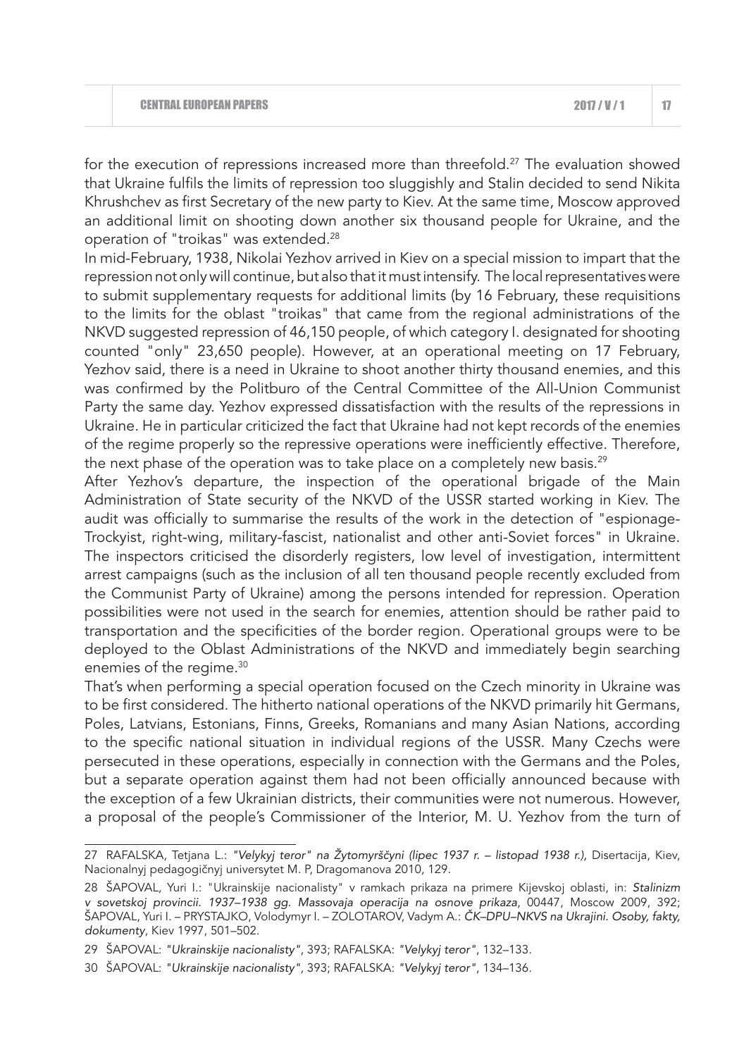for the execution of repressions increased more than threefold.[27] The evaluation showed that Ukraine fulfils the limits of repression too sluggishly and Stalin decided to send Nikita Khrushchev as first Secretary of the new party to Kiev. At the same time, Moscow approved an additional limit on shooting down another six thousand people for Ukraine, and the operation of "troikas" was extended.[28]

In mid-February, 1938, Nikolai Yezhov arrived in Kiev on a special mission to impart that the repression not only will continue, but also that it must intensify. The local representatives were to submit supplementary requests for additional limits (by 16 February, these requisitions to the limits for the oblast "troikas" that came from the regional administrations of the NKVD suggested repression of 46,150 people, of which category I. designated for shooting counted "only" 23,650 people). However, at an operational meeting on 17 February, Yezhov said, there is a need in Ukraine to shoot another thirty thousand enemies, and this was confirmed by the Politburo of the Central Committee of the All-Union Communist Party the same day. Yezhov expressed dissatisfaction with the results of the repressions in Ukraine. He in particular criticized the fact that Ukraine had not kept records of the enemies of the regime properly so the repressive operations were inefficiently effective. Therefore, the next phase of the operation was to take place on a completely new basis.[29]

After Yezhov's departure, the inspection of the operational brigade of the Main Administration of State security of the NKVD of the USSR started working in Kiev. The audit was officially to summarise the results of the work in the detection of "espionage-Trockyist, right-wing, military-fascist, nationalist and other anti-Soviet forces" in Ukraine. The inspectors criticised the disorderly registers, low level of investigation, intermittent arrest campaigns (such as the inclusion of all ten thousand people recently excluded from the Communist Party of Ukraine) among the persons intended for repression. Operation possibilities were not used in the search for enemies, attention should be rather paid to transportation and the specificities of the border region. Operational groups were to be deployed to the Oblast Administrations of the NKVD and immediately begin searching enemies of the regime.[30]

That's when performing a special operation focused on the Czech minority in Ukraine was to be first considered. The hitherto national operations of the NKVD primarily hit Germans, Poles, Latvians, Estonians, Finns, Greeks, Romanians and many Asian Nations, according to the specific national situation in individual regions of the USSR. Many Czechs were persecuted in these operations, especially in connection with the Germans and the Poles, but a separate operation against them had not been officially announced because with the exception of a few Ukrainian districts, their communities were not numerous. However, a proposal of the people's Commissioner of the Interior, M. U. Yezhov from the turn of

---

27 RAFALSKA, Tetjana L.: *"Velykyj teror" na Žytomyrščyni (lipec 1937 r. – listopad 1938 r.),* Disertacija, Kiev, Nacionalnyj pedagogičnyj universytet M. P, Dragomanova 2010, 129.

28 ŠAPOVAL, Yuri I.: "Ukrainskije nacionalisty" v ramkach prikaza na primere Kijevskoj oblasti, in: *Stalinizm v sovetskoj provincii. 1937–1938 gg. Massovaja operacija na osnove prikaza*, 00447, Moscow 2009, 392; ŠAPOVAL, Yuri I. – PRYSTAJKO, Volodymyr I. – ZOLOTAROV, Vadym A.: *ČK–DPU–NKVS na Ukrajini. Osoby, fakty, dokumenty*, Kiev 1997, 501–502.

29 ŠAPOVAL: *"Ukrainskije nacionalisty"*, 393; RAFALSKA: *"Velykyj teror"*, 132–133.

30 ŠAPOVAL: *"Ukrainskije nacionalisty"*, 393; RAFALSKA: *"Velykyj teror"*, 134–136.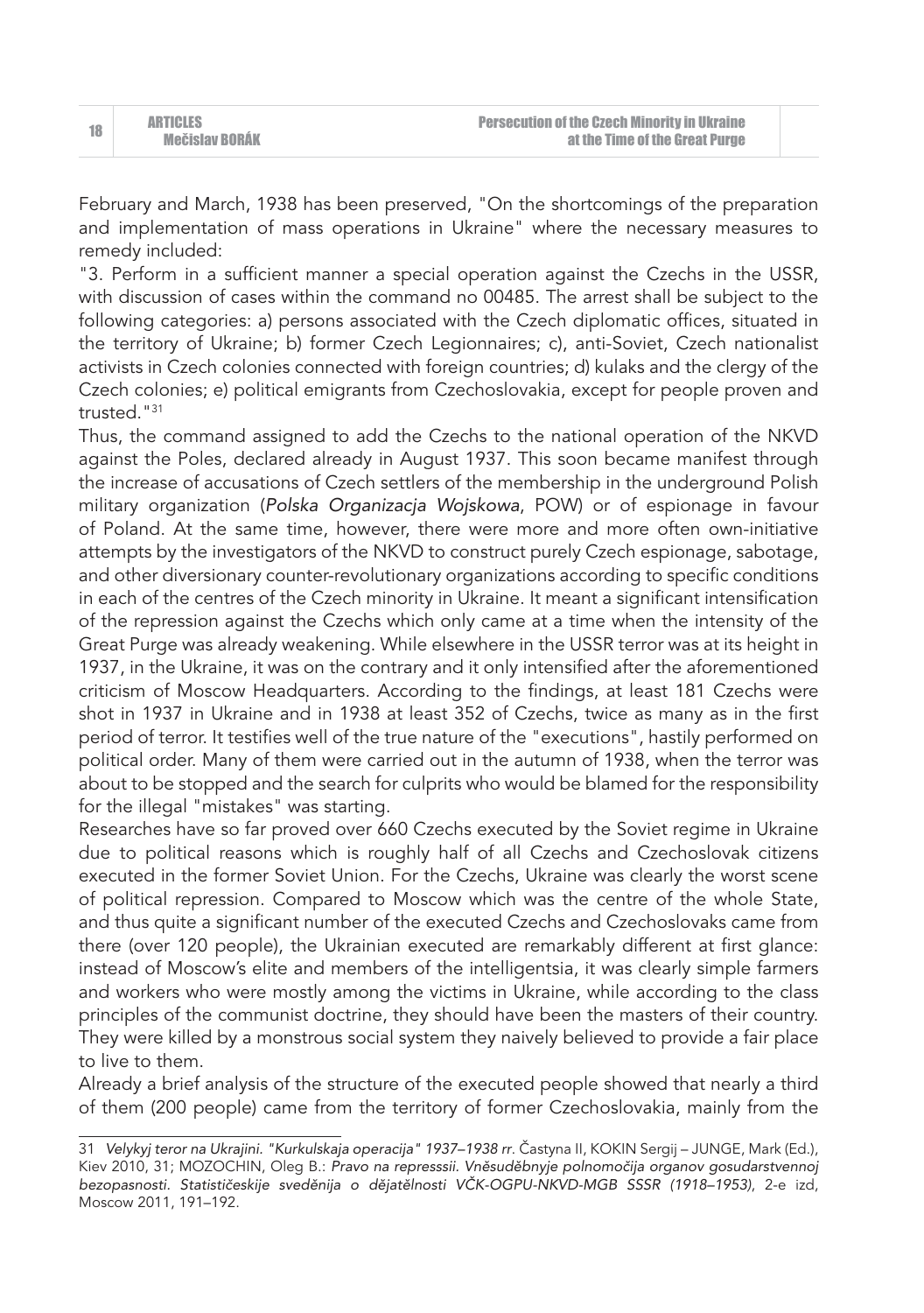February and March, 1938 has been preserved, "On the shortcomings of the preparation and implementation of mass operations in Ukraine" where the necessary measures to remedy included:

"3. Perform in a sufficient manner a special operation against the Czechs in the USSR, with discussion of cases within the command no 00485. The arrest shall be subject to the following categories: a) persons associated with the Czech diplomatic offices, situated in the territory of Ukraine; b) former Czech Legionnaires; c), anti-Soviet, Czech nationalist activists in Czech colonies connected with foreign countries; d) kulaks and the clergy of the Czech colonies; e) political emigrants from Czechoslovakia, except for people proven and trusted."[31]

Thus, the command assigned to add the Czechs to the national operation of the NKVD against the Poles, declared already in August 1937. This soon became manifest through the increase of accusations of Czech settlers of the membership in the underground Polish military organization (*Polska Organizacja Wojskowa*, POW) or of espionage in favour of Poland. At the same time, however, there were more and more often own-initiative attempts by the investigators of the NKVD to construct purely Czech espionage, sabotage, and other diversionary counter-revolutionary organizations according to specific conditions in each of the centres of the Czech minority in Ukraine. It meant a significant intensification of the repression against the Czechs which only came at a time when the intensity of the Great Purge was already weakening. While elsewhere in the USSR terror was at its height in 1937, in the Ukraine, it was on the contrary and it only intensified after the aforementioned criticism of Moscow Headquarters. According to the findings, at least 181 Czechs were shot in 1937 in Ukraine and in 1938 at least 352 of Czechs, twice as many as in the first period of terror. It testifies well of the true nature of the "executions", hastily performed on political order. Many of them were carried out in the autumn of 1938, when the terror was about to be stopped and the search for culprits who would be blamed for the responsibility for the illegal "mistakes" was starting.

Researches have so far proved over 660 Czechs executed by the Soviet regime in Ukraine due to political reasons which is roughly half of all Czechs and Czechoslovak citizens executed in the former Soviet Union. For the Czechs, Ukraine was clearly the worst scene of political repression. Compared to Moscow which was the centre of the whole State, and thus quite a significant number of the executed Czechs and Czechoslovaks came from there (over 120 people), the Ukrainian executed are remarkably different at first glance: instead of Moscow's elite and members of the intelligentsia, it was clearly simple farmers and workers who were mostly among the victims in Ukraine, while according to the class principles of the communist doctrine, they should have been the masters of their country. They were killed by a monstrous social system they naively believed to provide a fair place to live to them.

Already a brief analysis of the structure of the executed people showed that nearly a third of them (200 people) came from the territory of former Czechoslovakia, mainly from the

---

31 *Velykyj teror na Ukrajini. "Kurkulskaja operacija" 1937–1938 rr.* Častyna II, KOKIN Sergij – JUNGE, Mark (Ed.), Kiev 2010, 31; MOZOCHIN, Oleg B.: *Pravo na represssii. Vněsuděbnyje polnomočija organov gosudarstvennoj bezopasnosti. Statističeskije svěděnija o dějatělnosti VČK-OGPU-NKVD-MGB SSSR (1918–1953)*, 2-e izd, Moscow 2011, 191–192.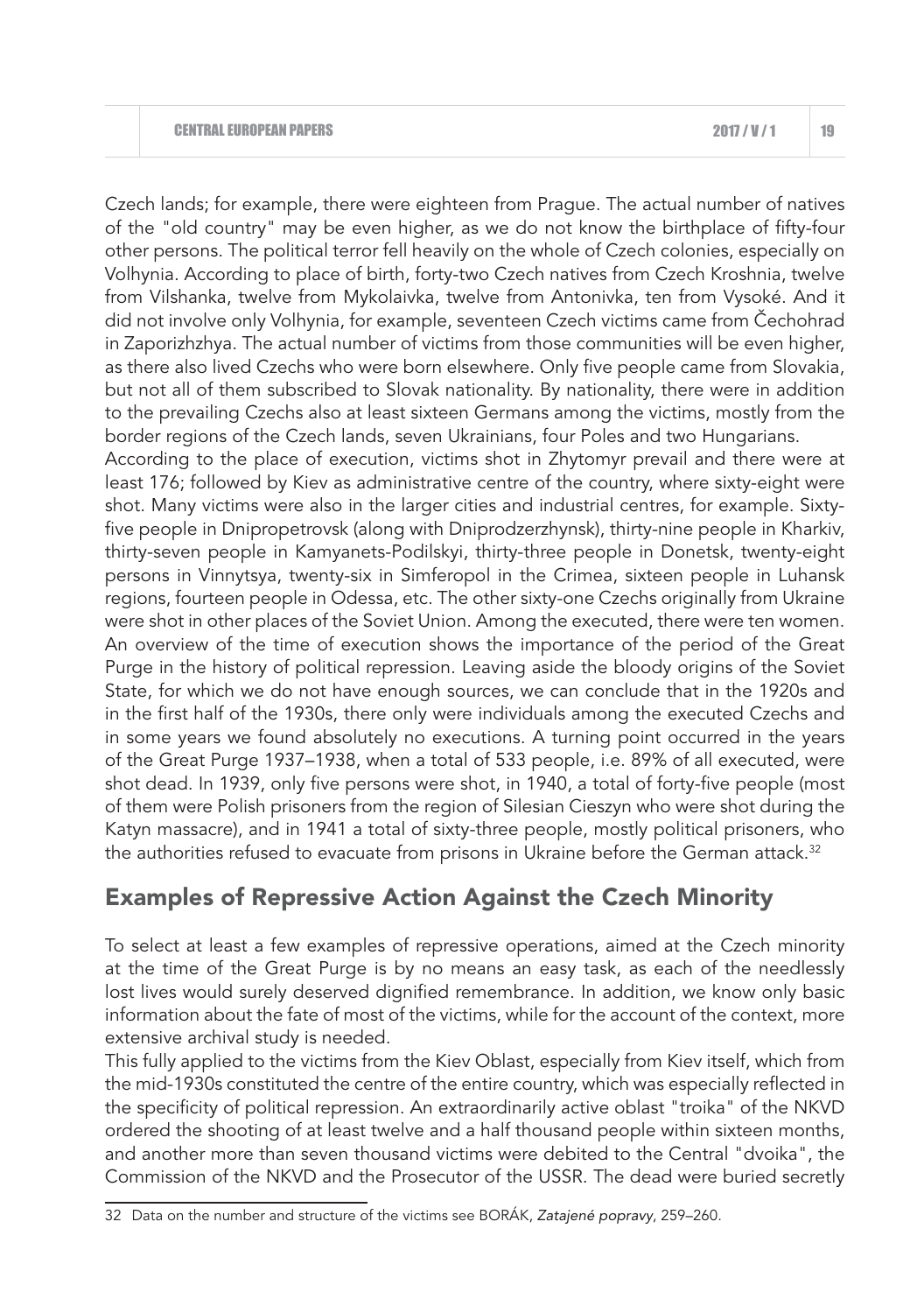Czech lands; for example, there were eighteen from Prague. The actual number of natives of the "old country" may be even higher, as we do not know the birthplace of fifty-four other persons. The political terror fell heavily on the whole of Czech colonies, especially on Volhynia. According to place of birth, forty-two Czech natives from Czech Kroshnia, twelve from Vilshanka, twelve from Mykolaivka, twelve from Antonivka, ten from Vysoké. And it did not involve only Volhynia, for example, seventeen Czech victims came from Čechohrad in Zaporizhzhya. The actual number of victims from those communities will be even higher, as there also lived Czechs who were born elsewhere. Only five people came from Slovakia, but not all of them subscribed to Slovak nationality. By nationality, there were in addition to the prevailing Czechs also at least sixteen Germans among the victims, mostly from the border regions of the Czech lands, seven Ukrainians, four Poles and two Hungarians.

According to the place of execution, victims shot in Zhytomyr prevail and there were at least 176; followed by Kiev as administrative centre of the country, where sixty-eight were shot. Many victims were also in the larger cities and industrial centres, for example. Sixty-five people in Dnipropetrovsk (along with Dniprodzerzhynsk), thirty-nine people in Kharkiv, thirty-seven people in Kamyanets-Podilskyi, thirty-three people in Donetsk, twenty-eight persons in Vinnytsya, twenty-six in Simferopol in the Crimea, sixteen people in Luhansk regions, fourteen people in Odessa, etc. The other sixty-one Czechs originally from Ukraine were shot in other places of the Soviet Union. Among the executed, there were ten women.

An overview of the time of execution shows the importance of the period of the Great Purge in the history of political repression. Leaving aside the bloody origins of the Soviet State, for which we do not have enough sources, we can conclude that in the 1920s and in the first half of the 1930s, there only were individuals among the executed Czechs and in some years we found absolutely no executions. A turning point occurred in the years of the Great Purge 1937–1938, when a total of 533 people, i.e. 89% of all executed, were shot dead. In 1939, only five persons were shot, in 1940, a total of forty-five people (most of them were Polish prisoners from the region of Silesian Cieszyn who were shot during the Katyn massacre), and in 1941 a total of sixty-three people, mostly political prisoners, who the authorities refused to evacuate from prisons in Ukraine before the German attack.[32]

## Examples of Repressive Action Against the Czech Minority

To select at least a few examples of repressive operations, aimed at the Czech minority at the time of the Great Purge is by no means an easy task, as each of the needlessly lost lives would surely deserved dignified remembrance. In addition, we know only basic information about the fate of most of the victims, while for the account of the context, more extensive archival study is needed.

This fully applied to the victims from the Kiev Oblast, especially from Kiev itself, which from the mid-1930s constituted the centre of the entire country, which was especially reflected in the specificity of political repression. An extraordinarily active oblast "troika" of the NKVD ordered the shooting of at least twelve and a half thousand people within sixteen months, and another more than seven thousand victims were debited to the Central "dvoika", the Commission of the NKVD and the Prosecutor of the USSR. The dead were buried secretly

32 Data on the number and structure of the victims see BORÁK, *Zatajené popravy*, 259–260.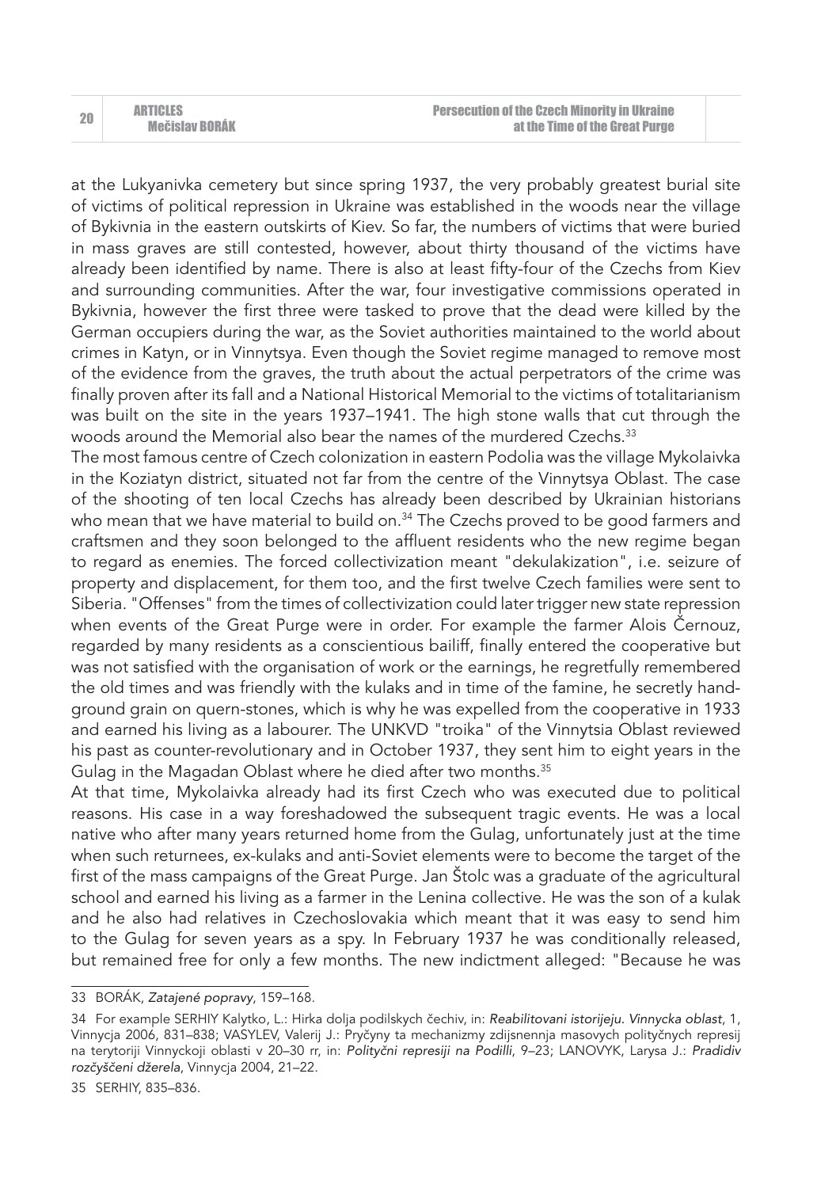at the Lukyanivka cemetery but since spring 1937, the very probably greatest burial site of victims of political repression in Ukraine was established in the woods near the village of Bykivnia in the eastern outskirts of Kiev. So far, the numbers of victims that were buried in mass graves are still contested, however, about thirty thousand of the victims have already been identified by name. There is also at least fifty-four of the Czechs from Kiev and surrounding communities. After the war, four investigative commissions operated in Bykivnia, however the first three were tasked to prove that the dead were killed by the German occupiers during the war, as the Soviet authorities maintained to the world about crimes in Katyn, or in Vinnytsya. Even though the Soviet regime managed to remove most of the evidence from the graves, the truth about the actual perpetrators of the crime was finally proven after its fall and a National Historical Memorial to the victims of totalitarianism was built on the site in the years 1937–1941. The high stone walls that cut through the woods around the Memorial also bear the names of the murdered Czechs.[33]

The most famous centre of Czech colonization in eastern Podolia was the village Mykolaivka in the Koziatyn district, situated not far from the centre of the Vinnytsya Oblast. The case of the shooting of ten local Czechs has already been described by Ukrainian historians who mean that we have material to build on.[34] The Czechs proved to be good farmers and craftsmen and they soon belonged to the affluent residents who the new regime began to regard as enemies. The forced collectivization meant "dekulakization", i.e. seizure of property and displacement, for them too, and the first twelve Czech families were sent to Siberia. "Offenses" from the times of collectivization could later trigger new state repression when events of the Great Purge were in order. For example the farmer Alois Černouz, regarded by many residents as a conscientious bailiff, finally entered the cooperative but was not satisfied with the organisation of work or the earnings, he regretfully remembered the old times and was friendly with the kulaks and in time of the famine, he secretly hand-ground grain on quern-stones, which is why he was expelled from the cooperative in 1933 and earned his living as a labourer. The UNKVD "troika" of the Vinnytsia Oblast reviewed his past as counter-revolutionary and in October 1937, they sent him to eight years in the Gulag in the Magadan Oblast where he died after two months.[35]

At that time, Mykolaivka already had its first Czech who was executed due to political reasons. His case in a way foreshadowed the subsequent tragic events. He was a local native who after many years returned home from the Gulag, unfortunately just at the time when such returnees, ex-kulaks and anti-Soviet elements were to become the target of the first of the mass campaigns of the Great Purge. Jan Štolc was a graduate of the agricultural school and earned his living as a farmer in the Lenina collective. He was the son of a kulak and he also had relatives in Czechoslovakia which meant that it was easy to send him to the Gulag for seven years as a spy. In February 1937 he was conditionally released, but remained free for only a few months. The new indictment alleged: "Because he was

---

33 BORÁK, *Zatajené popravy*, 159–168.

34 For example SERHIY Kalytko, L.: Hirka dolja podilskych čechiv, in: *Reabilitovani istorijeju. Vinnycka oblast*, 1, Vinnycja 2006, 831–838; VASYLEV, Valerij J.: Pryčyny ta mechanizmy zdijsnennja masovych polityčnych represij na terytoriji Vinnyckoji oblasti v 20–30 rr, in: *Polityčni represiji na Podilli*, 9–23; LANOVYK, Larysa J.: *Pradidiv rozčyščeni džerela*, Vinnycja 2004, 21–22.

35 SERHIY, 835–836.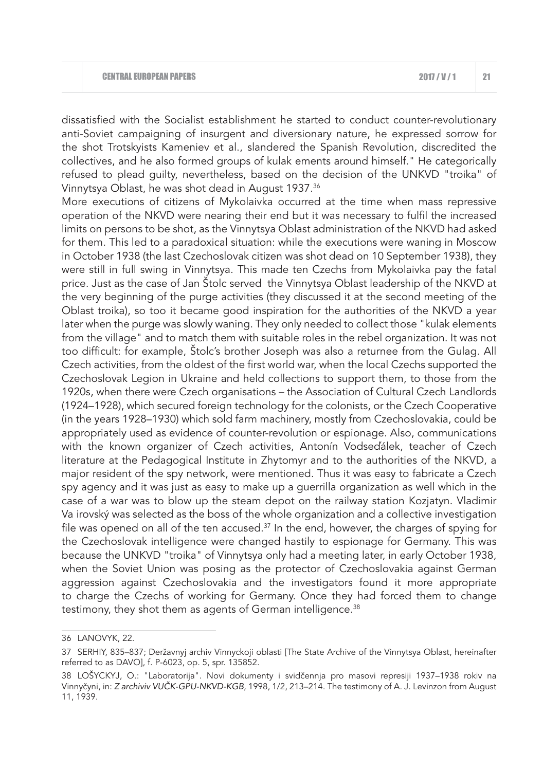dissatisfied with the Socialist establishment he started to conduct counter-revolutionary anti-Soviet campaigning of insurgent and diversionary nature, he expressed sorrow for the shot Trotskyists Kameniev et al., slandered the Spanish Revolution, discredited the collectives, and he also formed groups of kulak ements around himself." He categorically refused to plead guilty, nevertheless, based on the decision of the UNKVD "troika" of Vinnytsya Oblast, he was shot dead in August 1937.[36]

More executions of citizens of Mykolaivka occurred at the time when mass repressive operation of the NKVD were nearing their end but it was necessary to fulfil the increased limits on persons to be shot, as the Vinnytsya Oblast administration of the NKVD had asked for them. This led to a paradoxical situation: while the executions were waning in Moscow in October 1938 (the last Czechoslovak citizen was shot dead on 10 September 1938), they were still in full swing in Vinnytsya. This made ten Czechs from Mykolaivka pay the fatal price. Just as the case of Jan Štolc served the Vinnytsya Oblast leadership of the NKVD at the very beginning of the purge activities (they discussed it at the second meeting of the Oblast troika), so too it became good inspiration for the authorities of the NKVD a year later when the purge was slowly waning. They only needed to collect those "kulak elements from the village" and to match them with suitable roles in the rebel organization. It was not too difficult: for example, Štolc's brother Joseph was also a returnee from the Gulag. All Czech activities, from the oldest of the first world war, when the local Czechs supported the Czechoslovak Legion in Ukraine and held collections to support them, to those from the 1920s, when there were Czech organisations – the Association of Cultural Czech Landlords (1924–1928), which secured foreign technology for the colonists, or the Czech Cooperative (in the years 1928–1930) which sold farm machinery, mostly from Czechoslovakia, could be appropriately used as evidence of counter-revolution or espionage. Also, communications with the known organizer of Czech activities, Antonín Vodseďálek, teacher of Czech literature at the Pedagogical Institute in Zhytomyr and to the authorities of the NKVD, a major resident of the spy network, were mentioned. Thus it was easy to fabricate a Czech spy agency and it was just as easy to make up a guerrilla organization as well which in the case of a war was to blow up the steam depot on the railway station Kozjatyn. Vladimir Va irovský was selected as the boss of the whole organization and a collective investigation file was opened on all of the ten accused.[37] In the end, however, the charges of spying for the Czechoslovak intelligence were changed hastily to espionage for Germany. This was because the UNKVD "troika" of Vinnytsya only had a meeting later, in early October 1938, when the Soviet Union was posing as the protector of Czechoslovakia against German aggression against Czechoslovakia and the investigators found it more appropriate to charge the Czechs of working for Germany. Once they had forced them to change testimony, they shot them as agents of German intelligence.[38]

---

36 LANOVYK, 22.

37 SERHIY, 835–837; Deržavnyj archiv Vinnyckoji oblasti [The State Archive of the Vinnytsya Oblast, hereinafter referred to as DAVO], f. P-6023, op. 5, spr. 135852.

38 LOŠYCKYJ, O.: "Laboratorija". Novi dokumenty i svidčennja pro masovi represiji 1937–1938 rokiv na Vinnyčyni, in: *Z archiviv VUČK-GPU-NKVD-KGB*, 1998, 1/2, 213–214. The testimony of A. J. Levinzon from August 11, 1939.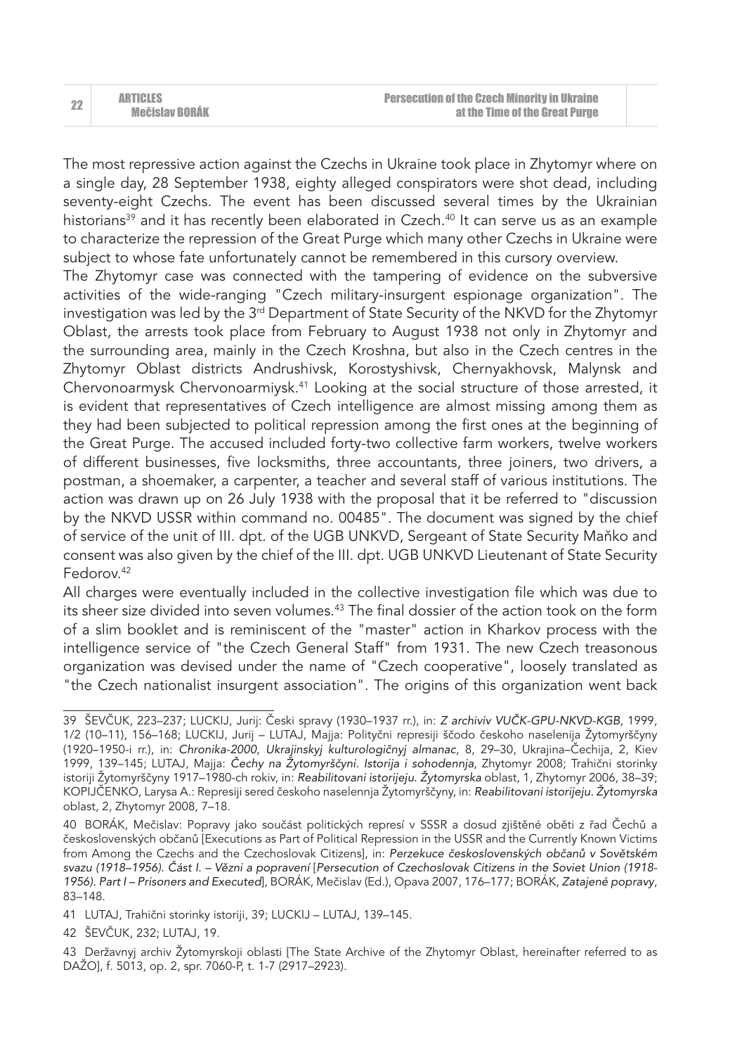The most repressive action against the Czechs in Ukraine took place in Zhytomyr where on a single day, 28 September 1938, eighty alleged conspirators were shot dead, including seventy-eight Czechs. The event has been discussed several times by the Ukrainian historians[39] and it has recently been elaborated in Czech.[40] It can serve us as an example to characterize the repression of the Great Purge which many other Czechs in Ukraine were subject to whose fate unfortunately cannot be remembered in this cursory overview.

The Zhytomyr case was connected with the tampering of evidence on the subversive activities of the wide-ranging "Czech military-insurgent espionage organization". The investigation was led by the 3rd Department of State Security of the NKVD for the Zhytomyr Oblast, the arrests took place from February to August 1938 not only in Zhytomyr and the surrounding area, mainly in the Czech Kroshna, but also in the Czech centres in the Zhytomyr Oblast districts Andrushivsk, Korostyshivsk, Chernyakhovsk, Malynsk and Chervonoarmysk Chervonoarmiysk.[41] Looking at the social structure of those arrested, it is evident that representatives of Czech intelligence are almost missing among them as they had been subjected to political repression among the first ones at the beginning of the Great Purge. The accused included forty-two collective farm workers, twelve workers of different businesses, five locksmiths, three accountants, three joiners, two drivers, a postman, a shoemaker, a carpenter, a teacher and several staff of various institutions. The action was drawn up on 26 July 1938 with the proposal that it be referred to "discussion by the NKVD USSR within command no. 00485". The document was signed by the chief of service of the unit of III. dpt. of the UGB UNKVD, Sergeant of State Security Maňko and consent was also given by the chief of the III. dpt. UGB UNKVD Lieutenant of State Security Fedorov.[42]

All charges were eventually included in the collective investigation file which was due to its sheer size divided into seven volumes.[43] The final dossier of the action took on the form of a slim booklet and is reminiscent of the "master" action in Kharkov process with the intelligence service of "the Czech General Staff" from 1931. The new Czech treasonous organization was devised under the name of "Czech cooperative", loosely translated as "the Czech nationalist insurgent association". The origins of this organization went back

---

39 ŠEVČUK, 223–237; LUCKIJ, Jurij: Česki spravy (1930–1937 rr.), in: *Z archiviv VUČK-GPU-NKVD-KGB*, 1999, 1/2 (10–11), 156–168; LUCKIJ, Jurij – LUTAJ, Majja: Polityčni represiji ščodo českoho naselenija Žytomyrščyny (1920–1950-i rr.), in: *Chronika-2000, Ukrajinskyj kulturologičnyj almanac*, 8, 29–30, Ukrajina–Čechija, 2, Kiev 1999, 139–145; LUTAJ, Majja: *Čechy na Žytomyrščyni. Istorija i sohodennja*, Zhytomyr 2008; Trahični storinky istoriji Žytomyrščyny 1917–1980-ch rokiv, in: *Reabilitovani istorijeju. Žytomyrska* oblast, 1, Zhytomyr 2006, 38–39; KOPIJČENKO, Larysa A.: Represiji sered českoho naselennja Žytomyrščyny, in: *Reabilitovani istorijeju. Žytomyrska* oblast, 2, Zhytomyr 2008, 7–18.

40 BORÁK, Mečislav: Popravy jako součást politických represí v SSSR a dosud zjištěné oběti z řad Čechů a československých občanů [Executions as Part of Political Repression in the USSR and the Currently Known Victims from Among the Czechs and the Czechoslovak Citizens], in: *Perzekuce československých občanů v Sovětském svazu (1918–1956). Část I. – Vězni a popravení* [*Persecution of Czechoslovak Citizens in the Soviet Union (1918-1956). Part I – Prisoners and Executed*], BORÁK, Mečislav (Ed.), Opava 2007, 176–177; BORÁK, *Zatajené popravy*, 83–148.

41 LUTAJ, Trahični storinky istoriji, 39; LUCKIJ – LUTAJ, 139–145.

42 ŠEVČUK, 232; LUTAJ, 19.

43 Deržavnyj archiv Žytomyrskoji oblasti [The State Archive of the Zhytomyr Oblast, hereinafter referred to as DAŽO], f. 5013, op. 2, spr. 7060-P, t. 1-7 (2917–2923).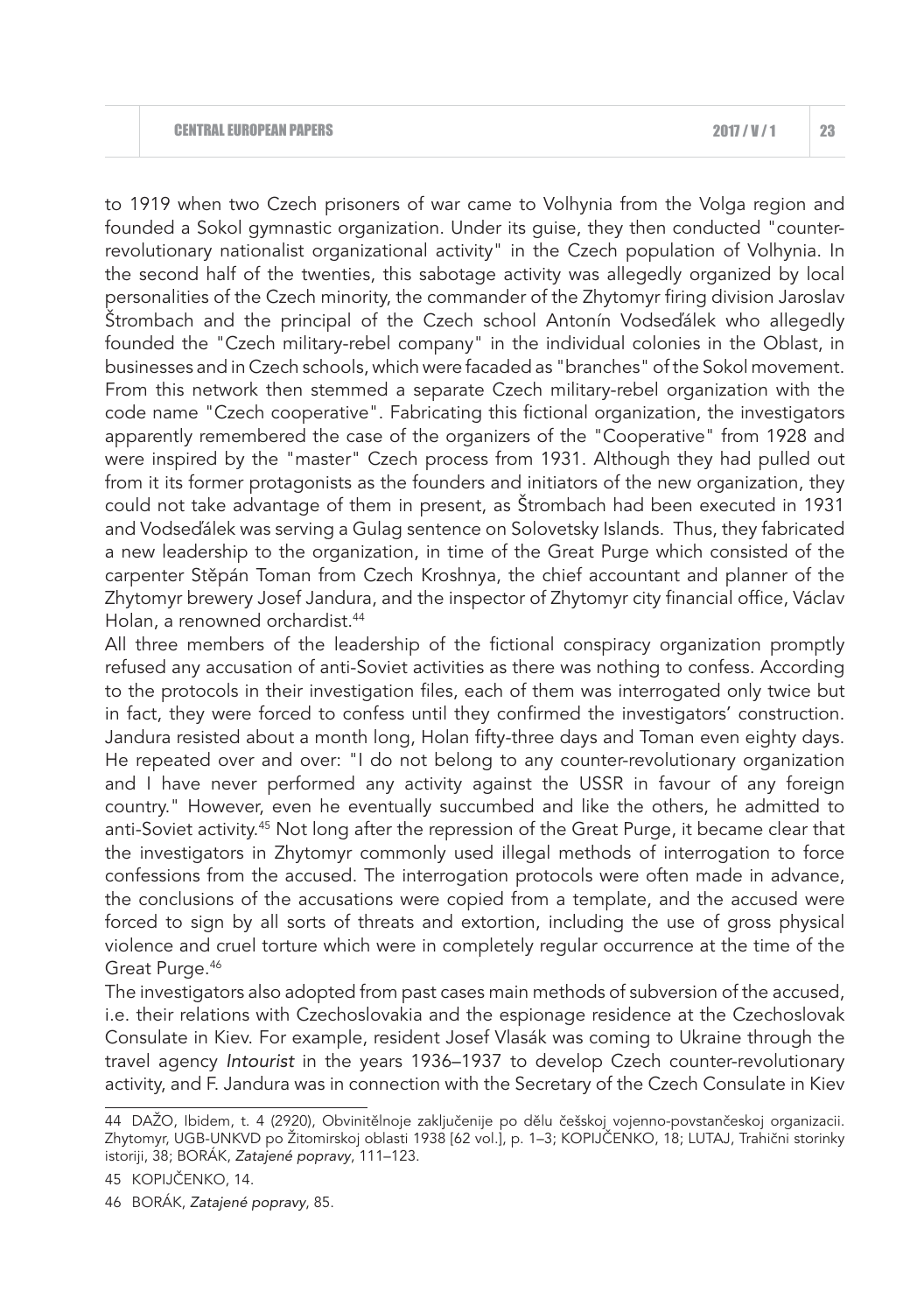to 1919 when two Czech prisoners of war came to Volhynia from the Volga region and founded a Sokol gymnastic organization. Under its guise, they then conducted "counter-revolutionary nationalist organizational activity" in the Czech population of Volhynia. In the second half of the twenties, this sabotage activity was allegedly organized by local personalities of the Czech minority, the commander of the Zhytomyr firing division Jaroslav Štrombach and the principal of the Czech school Antonín Vodseďálek who allegedly founded the "Czech military-rebel company" in the individual colonies in the Oblast, in businesses and in Czech schools, which were facaded as "branches" of the Sokol movement. From this network then stemmed a separate Czech military-rebel organization with the code name "Czech cooperative". Fabricating this fictional organization, the investigators apparently remembered the case of the organizers of the "Cooperative" from 1928 and were inspired by the "master" Czech process from 1931. Although they had pulled out from it its former protagonists as the founders and initiators of the new organization, they could not take advantage of them in present, as Štrombach had been executed in 1931 and Vodseďálek was serving a Gulag sentence on Solovetsky Islands. Thus, they fabricated a new leadership to the organization, in time of the Great Purge which consisted of the carpenter Stěpán Toman from Czech Kroshnya, the chief accountant and planner of the Zhytomyr brewery Josef Jandura, and the inspector of Zhytomyr city financial office, Václav Holan, a renowned orchardist.[44]

All three members of the leadership of the fictional conspiracy organization promptly refused any accusation of anti-Soviet activities as there was nothing to confess. According to the protocols in their investigation files, each of them was interrogated only twice but in fact, they were forced to confess until they confirmed the investigators' construction. Jandura resisted about a month long, Holan fifty-three days and Toman even eighty days. He repeated over and over: "I do not belong to any counter-revolutionary organization and I have never performed any activity against the USSR in favour of any foreign country." However, even he eventually succumbed and like the others, he admitted to anti-Soviet activity.[45] Not long after the repression of the Great Purge, it became clear that the investigators in Zhytomyr commonly used illegal methods of interrogation to force confessions from the accused. The interrogation protocols were often made in advance, the conclusions of the accusations were copied from a template, and the accused were forced to sign by all sorts of threats and extortion, including the use of gross physical violence and cruel torture which were in completely regular occurrence at the time of the Great Purge.[46]

The investigators also adopted from past cases main methods of subversion of the accused, i.e. their relations with Czechoslovakia and the espionage residence at the Czechoslovak Consulate in Kiev. For example, resident Josef Vlasák was coming to Ukraine through the travel agency *Intourist* in the years 1936–1937 to develop Czech counter-revolutionary activity, and F. Jandura was in connection with the Secretary of the Czech Consulate in Kiev

---

44 DAŽO, Ibidem, t. 4 (2920), Obvinitělnoje zaključenije po dělu češskoj vojenno-povstančeskoj organizacii. Zhytomyr, UGB-UNKVD po Žitomirskoj oblasti 1938 [62 vol.], p. 1–3; KOPIJČENKO, 18; LUTAJ, Trahični storinky istoriji, 38; BORÁK, *Zatajené popravy*, 111–123.

45 KOPIJČENKO, 14.

46 BORÁK, *Zatajené popravy*, 85.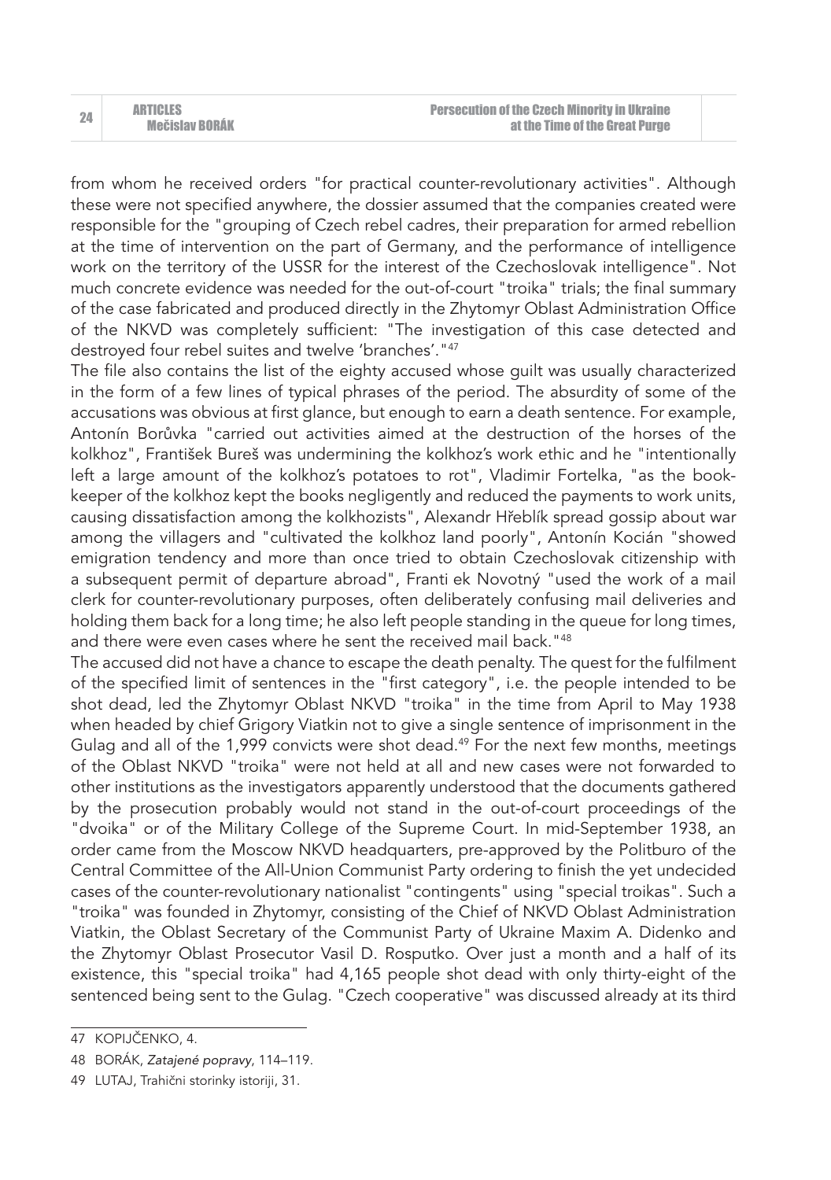from whom he received orders "for practical counter-revolutionary activities". Although these were not specified anywhere, the dossier assumed that the companies created were responsible for the "grouping of Czech rebel cadres, their preparation for armed rebellion at the time of intervention on the part of Germany, and the performance of intelligence work on the territory of the USSR for the interest of the Czechoslovak intelligence". Not much concrete evidence was needed for the out-of-court "troika" trials; the final summary of the case fabricated and produced directly in the Zhytomyr Oblast Administration Office of the NKVD was completely sufficient: "The investigation of this case detected and destroyed four rebel suites and twelve 'branches'."[47]

The file also contains the list of the eighty accused whose guilt was usually characterized in the form of a few lines of typical phrases of the period. The absurdity of some of the accusations was obvious at first glance, but enough to earn a death sentence. For example, Antonín Borůvka "carried out activities aimed at the destruction of the horses of the kolkhoz", František Bureš was undermining the kolkhoz's work ethic and he "intentionally left a large amount of the kolkhoz's potatoes to rot", Vladimir Fortelka, "as the book-keeper of the kolkhoz kept the books negligently and reduced the payments to work units, causing dissatisfaction among the kolkhozists", Alexandr Hřeblík spread gossip about war among the villagers and "cultivated the kolkhoz land poorly", Antonín Kocián "showed emigration tendency and more than once tried to obtain Czechoslovak citizenship with a subsequent permit of departure abroad", Franti ek Novotný "used the work of a mail clerk for counter-revolutionary purposes, often deliberately confusing mail deliveries and holding them back for a long time; he also left people standing in the queue for long times, and there were even cases where he sent the received mail back."[48]

The accused did not have a chance to escape the death penalty. The quest for the fulfilment of the specified limit of sentences in the "first category", i.e. the people intended to be shot dead, led the Zhytomyr Oblast NKVD "troika" in the time from April to May 1938 when headed by chief Grigory Viatkin not to give a single sentence of imprisonment in the Gulag and all of the 1,999 convicts were shot dead.[49] For the next few months, meetings of the Oblast NKVD "troika" were not held at all and new cases were not forwarded to other institutions as the investigators apparently understood that the documents gathered by the prosecution probably would not stand in the out-of-court proceedings of the "dvoika" or of the Military College of the Supreme Court. In mid-September 1938, an order came from the Moscow NKVD headquarters, pre-approved by the Politburo of the Central Committee of the All-Union Communist Party ordering to finish the yet undecided cases of the counter-revolutionary nationalist "contingents" using "special troikas". Such a "troika" was founded in Zhytomyr, consisting of the Chief of NKVD Oblast Administration Viatkin, the Oblast Secretary of the Communist Party of Ukraine Maxim A. Didenko and the Zhytomyr Oblast Prosecutor Vasil D. Rosputko. Over just a month and a half of its existence, this "special troika" had 4,165 people shot dead with only thirty-eight of the sentenced being sent to the Gulag. "Czech cooperative" was discussed already at its third

---

47 KOPIJČENKO, 4.

48 BORÁK, *Zatajené popravy*, 114–119.

49 LUTAJ, Trahični storinky istoriji, 31.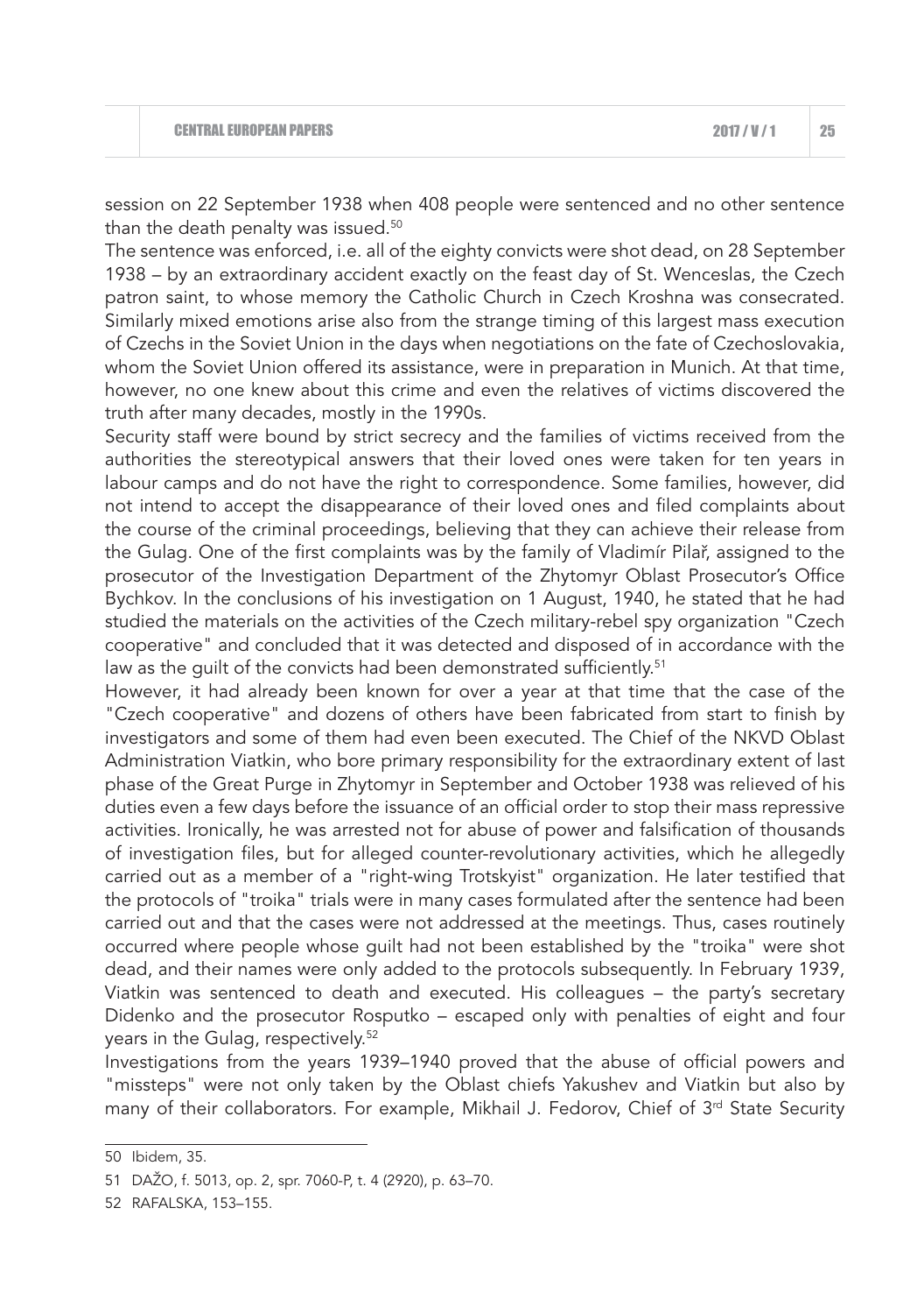session on 22 September 1938 when 408 people were sentenced and no other sentence than the death penalty was issued.[50]

The sentence was enforced, i.e. all of the eighty convicts were shot dead, on 28 September 1938 – by an extraordinary accident exactly on the feast day of St. Wenceslas, the Czech patron saint, to whose memory the Catholic Church in Czech Kroshna was consecrated. Similarly mixed emotions arise also from the strange timing of this largest mass execution of Czechs in the Soviet Union in the days when negotiations on the fate of Czechoslovakia, whom the Soviet Union offered its assistance, were in preparation in Munich. At that time, however, no one knew about this crime and even the relatives of victims discovered the truth after many decades, mostly in the 1990s.

Security staff were bound by strict secrecy and the families of victims received from the authorities the stereotypical answers that their loved ones were taken for ten years in labour camps and do not have the right to correspondence. Some families, however, did not intend to accept the disappearance of their loved ones and filed complaints about the course of the criminal proceedings, believing that they can achieve their release from the Gulag. One of the first complaints was by the family of Vladimír Pilař, assigned to the prosecutor of the Investigation Department of the Zhytomyr Oblast Prosecutor's Office Bychkov. In the conclusions of his investigation on 1 August, 1940, he stated that he had studied the materials on the activities of the Czech military-rebel spy organization "Czech cooperative" and concluded that it was detected and disposed of in accordance with the law as the guilt of the convicts had been demonstrated sufficiently.[51]

However, it had already been known for over a year at that time that the case of the "Czech cooperative" and dozens of others have been fabricated from start to finish by investigators and some of them had even been executed. The Chief of the NKVD Oblast Administration Viatkin, who bore primary responsibility for the extraordinary extent of last phase of the Great Purge in Zhytomyr in September and October 1938 was relieved of his duties even a few days before the issuance of an official order to stop their mass repressive activities. Ironically, he was arrested not for abuse of power and falsification of thousands of investigation files, but for alleged counter-revolutionary activities, which he allegedly carried out as a member of a "right-wing Trotskyist" organization. He later testified that the protocols of "troika" trials were in many cases formulated after the sentence had been carried out and that the cases were not addressed at the meetings. Thus, cases routinely occurred where people whose guilt had not been established by the "troika" were shot dead, and their names were only added to the protocols subsequently. In February 1939, Viatkin was sentenced to death and executed. His colleagues – the party's secretary Didenko and the prosecutor Rosputko – escaped only with penalties of eight and four years in the Gulag, respectively.[52]

Investigations from the years 1939–1940 proved that the abuse of official powers and "missteps" were not only taken by the Oblast chiefs Yakushev and Viatkin but also by many of their collaborators. For example, Mikhail J. Fedorov, Chief of 3rd State Security

---

50 Ibidem, 35.

51 DAŽO, f. 5013, op. 2, spr. 7060-P, t. 4 (2920), p. 63–70.

52 RAFALSKA, 153–155.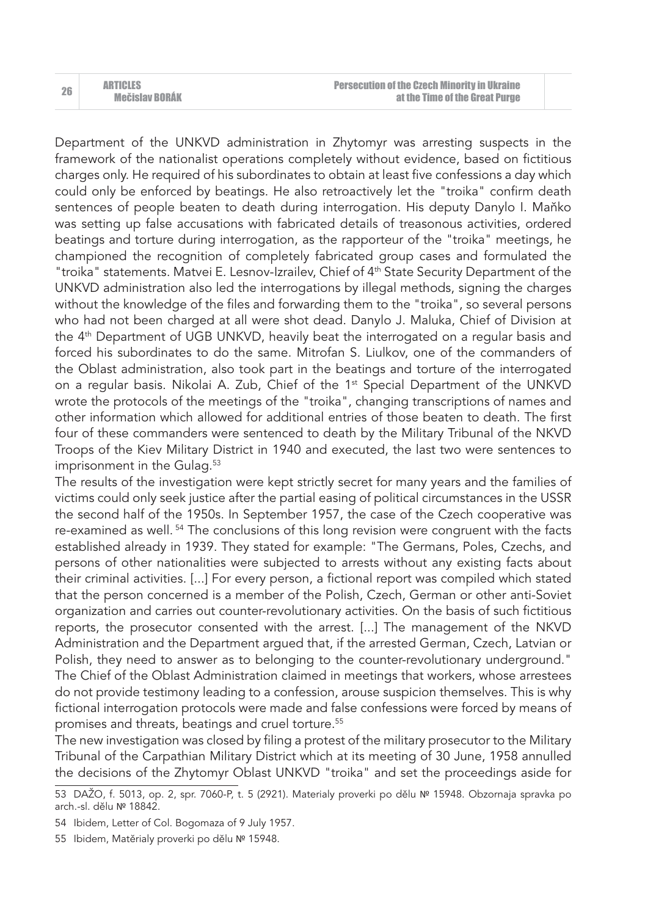Department of the UNKVD administration in Zhytomyr was arresting suspects in the framework of the nationalist operations completely without evidence, based on fictitious charges only. He required of his subordinates to obtain at least five confessions a day which could only be enforced by beatings. He also retroactively let the "troika" confirm death sentences of people beaten to death during interrogation. His deputy Danylo I. Maňko was setting up false accusations with fabricated details of treasonous activities, ordered beatings and torture during interrogation, as the rapporteur of the "troika" meetings, he championed the recognition of completely fabricated group cases and formulated the "troika" statements. Matvei E. Lesnov-Izrailev, Chief of 4th State Security Department of the UNKVD administration also led the interrogations by illegal methods, signing the charges without the knowledge of the files and forwarding them to the "troika", so several persons who had not been charged at all were shot dead. Danylo J. Maluka, Chief of Division at the 4th Department of UGB UNKVD, heavily beat the interrogated on a regular basis and forced his subordinates to do the same. Mitrofan S. Liulkov, one of the commanders of the Oblast administration, also took part in the beatings and torture of the interrogated on a regular basis. Nikolai A. Zub, Chief of the 1st Special Department of the UNKVD wrote the protocols of the meetings of the "troika", changing transcriptions of names and other information which allowed for additional entries of those beaten to death. The first four of these commanders were sentenced to death by the Military Tribunal of the NKVD Troops of the Kiev Military District in 1940 and executed, the last two were sentences to imprisonment in the Gulag.[53]

The results of the investigation were kept strictly secret for many years and the families of victims could only seek justice after the partial easing of political circumstances in the USSR the second half of the 1950s. In September 1957, the case of the Czech cooperative was re-examined as well.[54] The conclusions of this long revision were congruent with the facts established already in 1939. They stated for example: "The Germans, Poles, Czechs, and persons of other nationalities were subjected to arrests without any existing facts about their criminal activities. [...] For every person, a fictional report was compiled which stated that the person concerned is a member of the Polish, Czech, German or other anti-Soviet organization and carries out counter-revolutionary activities. On the basis of such fictitious reports, the prosecutor consented with the arrest. [...] The management of the NKVD Administration and the Department argued that, if the arrested German, Czech, Latvian or Polish, they need to answer as to belonging to the counter-revolutionary underground." The Chief of the Oblast Administration claimed in meetings that workers, whose arrestees do not provide testimony leading to a confession, arouse suspicion themselves. This is why fictional interrogation protocols were made and false confessions were forced by means of promises and threats, beatings and cruel torture.[55]

The new investigation was closed by filing a protest of the military prosecutor to the Military Tribunal of the Carpathian Military District which at its meeting of 30 June, 1958 annulled the decisions of the Zhytomyr Oblast UNKVD "troika" and set the proceedings aside for

---

53 DAŽO, f. 5013, op. 2, spr. 7060-P, t. 5 (2921). Materialy proverki po dělu № 15948. Obzornaja spravka po arch.-sl. dělu № 18842.

54 Ibidem, Letter of Col. Bogomaza of 9 July 1957.

55 Ibidem, Matěrialy proverki po dělu № 15948.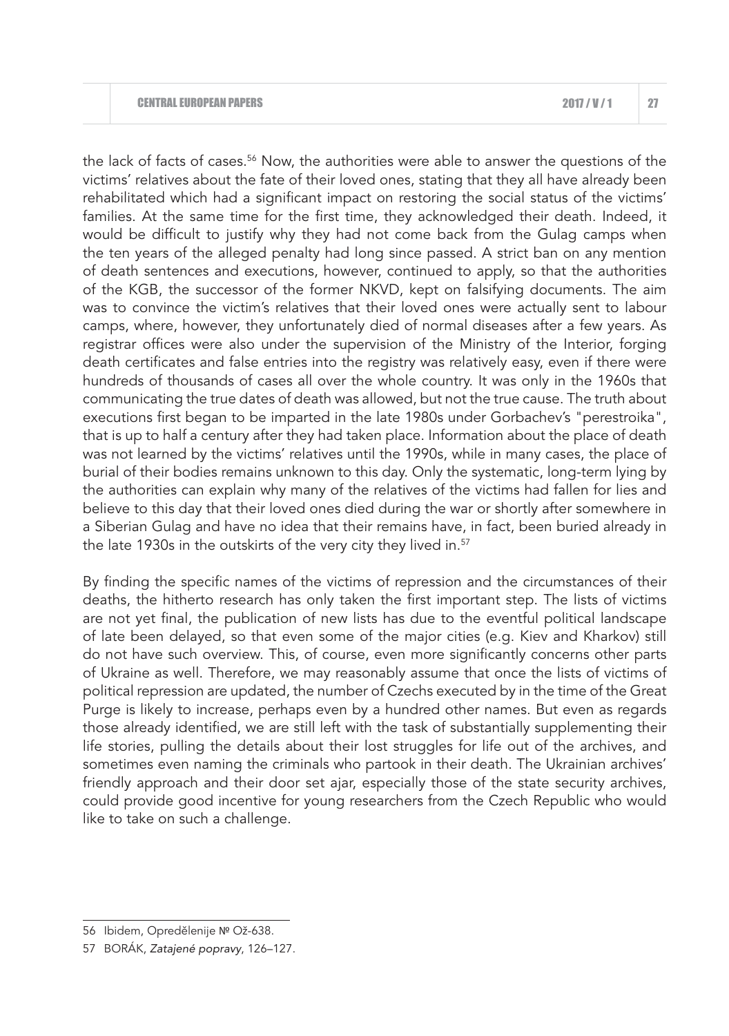the lack of facts of cases.[56] Now, the authorities were able to answer the questions of the victims' relatives about the fate of their loved ones, stating that they all have already been rehabilitated which had a significant impact on restoring the social status of the victims' families. At the same time for the first time, they acknowledged their death. Indeed, it would be difficult to justify why they had not come back from the Gulag camps when the ten years of the alleged penalty had long since passed. A strict ban on any mention of death sentences and executions, however, continued to apply, so that the authorities of the KGB, the successor of the former NKVD, kept on falsifying documents. The aim was to convince the victim's relatives that their loved ones were actually sent to labour camps, where, however, they unfortunately died of normal diseases after a few years. As registrar offices were also under the supervision of the Ministry of the Interior, forging death certificates and false entries into the registry was relatively easy, even if there were hundreds of thousands of cases all over the whole country. It was only in the 1960s that communicating the true dates of death was allowed, but not the true cause. The truth about executions first began to be imparted in the late 1980s under Gorbachev's "perestroika", that is up to half a century after they had taken place. Information about the place of death was not learned by the victims' relatives until the 1990s, while in many cases, the place of burial of their bodies remains unknown to this day. Only the systematic, long-term lying by the authorities can explain why many of the relatives of the victims had fallen for lies and believe to this day that their loved ones died during the war or shortly after somewhere in a Siberian Gulag and have no idea that their remains have, in fact, been buried already in the late 1930s in the outskirts of the very city they lived in.[57]

By finding the specific names of the victims of repression and the circumstances of their deaths, the hitherto research has only taken the first important step. The lists of victims are not yet final, the publication of new lists has due to the eventful political landscape of late been delayed, so that even some of the major cities (e.g. Kiev and Kharkov) still do not have such overview. This, of course, even more significantly concerns other parts of Ukraine as well. Therefore, we may reasonably assume that once the lists of victims of political repression are updated, the number of Czechs executed by in the time of the Great Purge is likely to increase, perhaps even by a hundred other names. But even as regards those already identified, we are still left with the task of substantially supplementing their life stories, pulling the details about their lost struggles for life out of the archives, and sometimes even naming the criminals who partook in their death. The Ukrainian archives' friendly approach and their door set ajar, especially those of the state security archives, could provide good incentive for young researchers from the Czech Republic who would like to take on such a challenge.

---

56 Ibidem, Opredělenije № Ož-638.

57 BORÁK, *Zatajené popravy*, 126–127.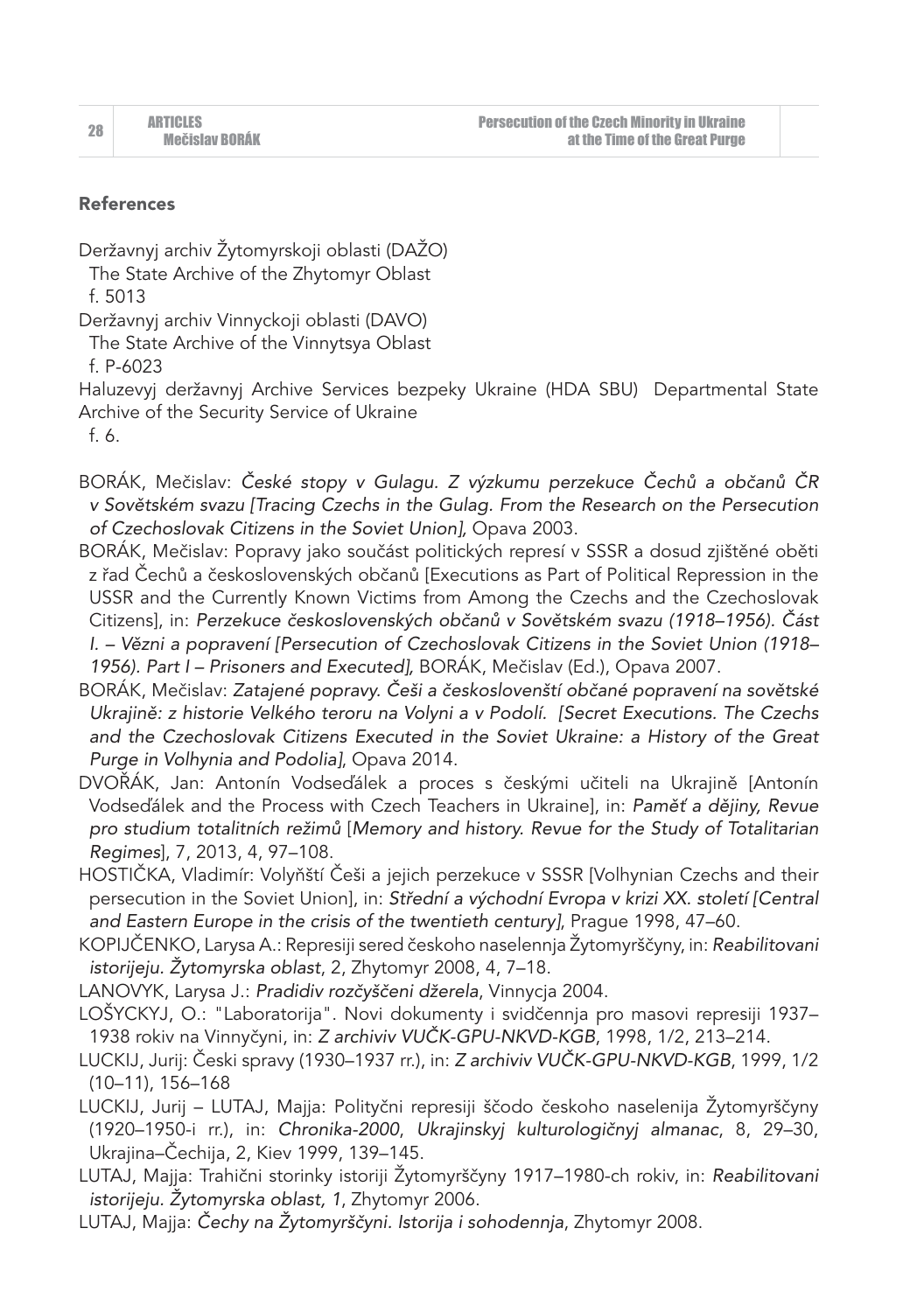## References

Deržavnyj archiv Žytomyrskoji oblasti (DAŽO)
The State Archive of the Zhytomyr Oblast
f. 5013

Deržavnyj archiv Vinnyckoji oblasti (DAVO)
The State Archive of the Vinnytsya Oblast
f. P-6023

Haluzevyj deržavnyj Archive Services bezpeky Ukraine (HDA SBU) Departmental State Archive of the Security Service of Ukraine
f. 6.

BORÁK, Mečislav: *České stopy v Gulagu. Z výzkumu perzekuce Čechů a občanů ČR v Sovětském svazu [Tracing Czechs in the Gulag. From the Research on the Persecution of Czechoslovak Citizens in the Soviet Union],* Opava 2003.

BORÁK, Mečislav: Popravy jako součást politických represí v SSSR a dosud zjištěné oběti z řad Čechů a československých občanů [Executions as Part of Political Repression in the USSR and the Currently Known Victims from Among the Czechs and the Czechoslovak Citizens], in: *Perzekuce československých občanů v Sovětském svazu (1918–1956). Část I. – Vězni a popravení [Persecution of Czechoslovak Citizens in the Soviet Union (1918–1956). Part I – Prisoners and Executed],* BORÁK, Mečislav (Ed.), Opava 2007.

BORÁK, Mečislav: *Zatajené popravy. Češi a českoslovenští občané popravení na sovětské Ukrajině: z historie Velkého teroru na Volyni a v Podolí. [Secret Executions. The Czechs and the Czechoslovak Citizens Executed in the Soviet Ukraine: a History of the Great Purge in Volhynia and Podolia]*, Opava 2014.

DVOŘÁK, Jan: Antonín Vodseďálek a proces s českými učiteli na Ukrajině [Antonín Vodseďálek and the Process with Czech Teachers in Ukraine], in: *Paměť a dějiny, Revue pro studium totalitních režimů* [*Memory and history. Revue for the Study of Totalitarian Regimes*], 7, 2013, 4, 97–108.

HOSTIČKA, Vladimír: Volyňští Češi a jejich perzekuce v SSSR [Volhynian Czechs and their persecution in the Soviet Union], in: *Střední a východní Evropa v krizi XX. století [Central and Eastern Europe in the crisis of the twentieth century]*, Prague 1998, 47–60.

KOPIJČENKO, Larysa A.: Represiji sered českoho naselennja Žytomyrščyny, in: *Reabilitovani istorijeju. Žytomyrska oblast*, 2, Zhytomyr 2008, 4, 7–18.

LANOVYK, Larysa J.: *Pradidiv rozčyščeni džerela*, Vinnycja 2004.

LOŠYCKYJ, O.: "Laboratorija". Novi dokumenty i svidčennja pro masovi represiji 1937–1938 rokiv na Vinnyčyni, in: *Z archiviv VUČK-GPU-NKVD-KGB*, 1998, 1/2, 213–214.

LUCKIJ, Jurij: Česki spravy (1930–1937 rr.), in: *Z archiviv VUČK-GPU-NKVD-KGB*, 1999, 1/2 (10–11), 156–168

LUCKIJ, Jurij – LUTAJ, Majja: Polityčni represiji ščodo českoho naselenija Žytomyrščyny (1920–1950-i rr.), in: *Chronika-2000*, *Ukrajinskyj kulturologičnyj almanac*, 8, 29–30, Ukrajina–Čechija, 2, Kiev 1999, 139–145.

LUTAJ, Majja: Trahični storinky istoriji Žytomyrščyny 1917–1980-ch rokiv, in: *Reabilitovani istorijeju. Žytomyrska oblast, 1*, Zhytomyr 2006.

LUTAJ, Majja: *Čechy na Žytomyrščyni. Istorija i sohodennja*, Zhytomyr 2008.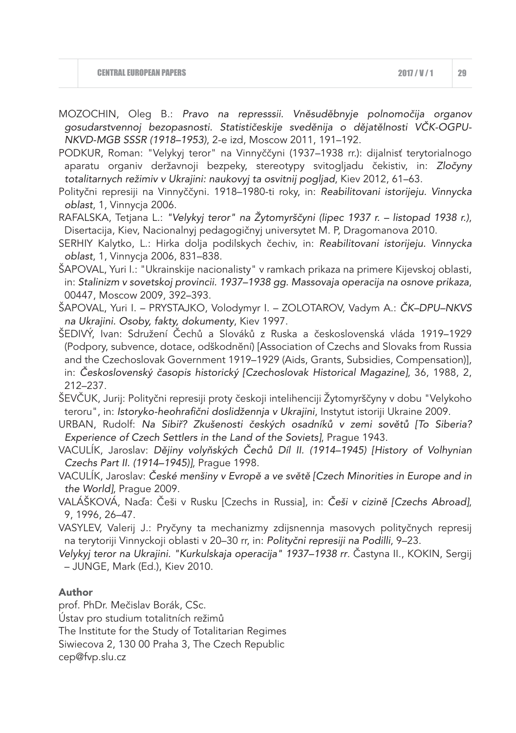MOZOCHIN, Oleg B.: *Pravo na represssii. Vněsuděbnyje polnomočija organov gosudarstvennoj bezopasnosti. Statističeskije sveděnija o dějatělnosti VČK-OGPU-NKVD-MGB SSSR (1918–1953)*, 2-e izd, Moscow 2011, 191–192.

PODKUR, Roman: "Velykyj teror" na Vinnyččyni (1937–1938 rr.): dijalnisť terytorialnogo aparatu organiv deržavnoji bezpeky, stereotypy svitogljadu čekistiv, in: *Zločyny totalitarnych režimiv v Ukrajini: naukovyj ta osvitnij pogljad*, Kiev 2012, 61–63.

Polityčni represiji na Vinnyččyni. 1918–1980-ti roky, in: *Reabilitovani istorijeju. Vinnycka oblast*, 1, Vinnycja 2006.

RAFALSKA, Tetjana L.: *"Velykyj teror" na Žytomyrščyni (lipec 1937 r. – listopad 1938 r.)*, Disertacija, Kiev, Nacionalnyj pedagogičnyj universytet M. P, Dragomanova 2010.

SERHIY Kalytko, L.: Hirka dolja podilskych čechiv, in: *Reabilitovani istorijeju. Vinnycka oblast*, 1, Vinnycja 2006, 831–838.

ŠAPOVAL, Yuri I.: "Ukrainskije nacionalisty" v ramkach prikaza na primere Kijevskoj oblasti, in: *Stalinizm v sovetskoj provincii. 1937–1938 gg. Massovaja operacija na osnove prikaza*, 00447, Moscow 2009, 392–393.

ŠAPOVAL, Yuri I. – PRYSTAJKO, Volodymyr I. – ZOLOTAROV, Vadym A.: *ČK–DPU–NKVS na Ukrajini. Osoby, fakty, dokumenty*, Kiev 1997.

ŠEDIVÝ, Ivan: Sdružení Čechů a Slováků z Ruska a československá vláda 1919–1929 (Podpory, subvence, dotace, odškodnění) [Association of Czechs and Slovaks from Russia and the Czechoslovak Government 1919–1929 (Aids, Grants, Subsidies, Compensation)], in: *Československý časopis historický [Czechoslovak Historical Magazine]*, 36, 1988, 2, 212–237.

ŠEVČUK, Jurij: Polityčni represiji proty českoji intelihenciji Žytomyrščyny v dobu "Velykoho teroru", in: *Istoryko-heohrafični doslidžennja v Ukrajini*, Instytut istoriji Ukraine 2009.

URBAN, Rudolf: *Na Sibiř? Zkušenosti českých osadníků v zemi sovětů [To Siberia? Experience of Czech Settlers in the Land of the Soviets]*, Prague 1943.

VACULÍK, Jaroslav: *Dějiny volyňských Čechů Díl II. (1914–1945) [History of Volhynian Czechs Part II. (1914–1945)]*, Prague 1998.

VACULÍK, Jaroslav: *České menšiny v Evropě a ve světě [Czech Minorities in Europe and in the World]*, Prague 2009.

VALÁŠKOVÁ, Naďa: Češi v Rusku [Czechs in Russia], in: *Češi v cizině [Czechs Abroad]*, 9, 1996, 26–47.

VASYLEV, Valerij J.: Pryčyny ta mechanizmy zdijsnennja masovych polityčnych represij na terytoriji Vinnyckoji oblasti v 20–30 rr, in: *Polityčni represiji na Podilli*, 9–23.

*Velykyj teror na Ukrajini. "Kurkulskaja operacija" 1937–1938 rr*. Častyna II., KOKIN, Sergij – JUNGE, Mark (Ed.), Kiev 2010.

## Author

prof. PhDr. Mečislav Borák, CSc.
Ústav pro studium totalitních režimů
The Institute for the Study of Totalitarian Regimes
Siwiecova 2, 130 00 Praha 3, The Czech Republic
cep@fvp.slu.cz